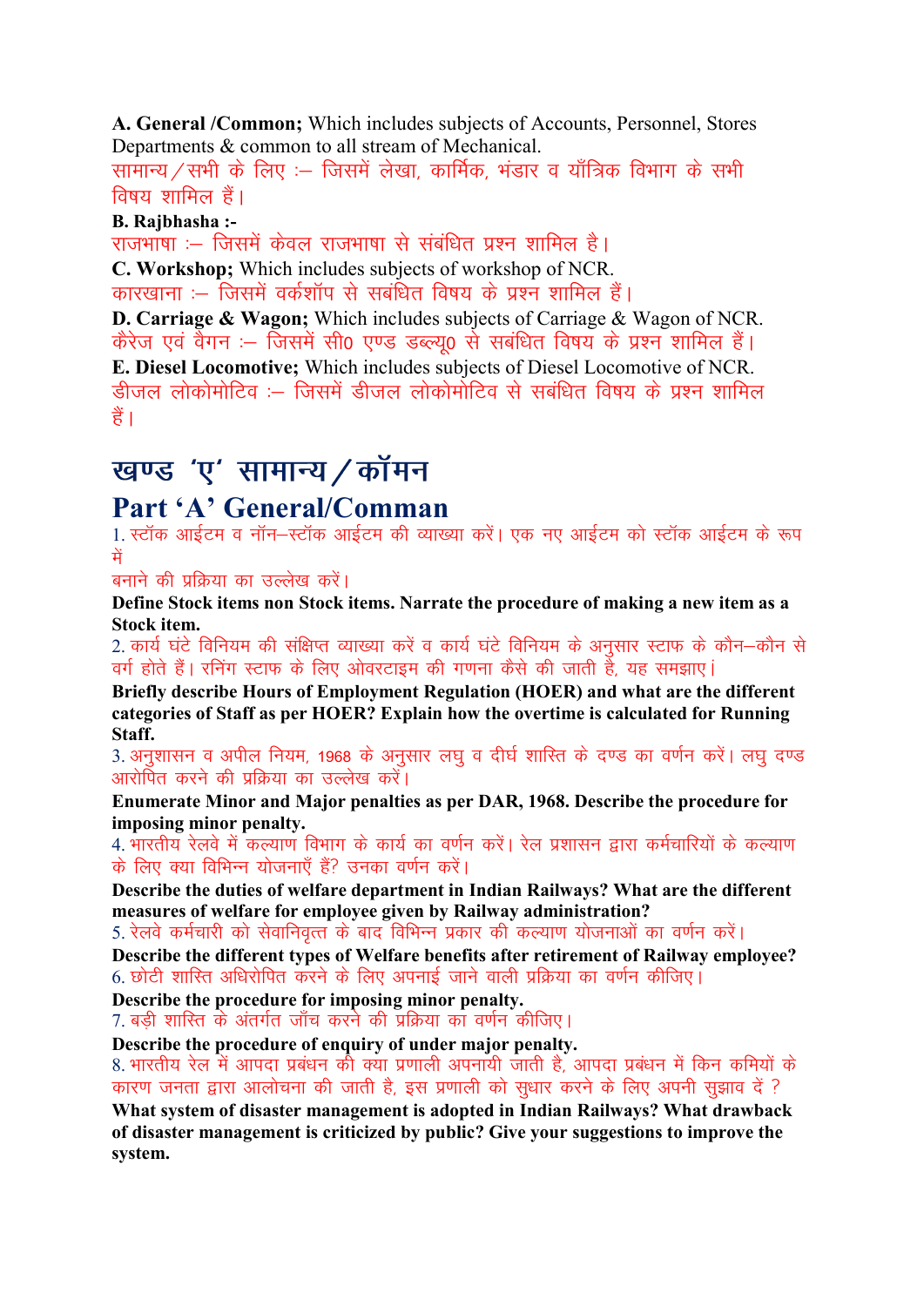**A. General /Common;** Which includes subjects of Accounts, Personnel, Stores Departments & common to all stream of Mechanical.

सामान्य/सभी के लिए :– जिसमें लेखा, कार्मिक, भंडार व यॉंत्रिक विभाग के सभी विषय शामिल हैं।

**B. Rajbhasha :-**

राजभाषा :– जिसमें केवल राजभाषा से संबंधित प्रश्न शामिल है।

**C. Workshop;** Which includes subjects of workshop of NCR.

कारखाना :– जिसमें वर्कशॉप से सबंधित विषय के प्रश्न शामिल हैं।

**D. Carriage & Wagon;** Which includes subjects of Carriage & Wagon of NCR.

कैरेज एवं वैगन :– जिसमें सी0 एण्ड डब्ल्यू0 से संबंधित विषय के प्रश्न शामिल हैं।

**E. Diesel Locomotive;** Which includes subjects of Diesel Locomotive of NCR.

डीजल लोकोमोटिव :– जिसमें डीजल लोकोमोटिव से सबंधित विषय के प्रश्न शामिल हैं।

# खण्ड 'ए' सामान्य/कॉमन

# Part 'A' General/Comman

1. स्टॉक आईटम व नॉन–स्टॉक आईटम की व्याख्या करें। एक नए आईटम को स्टॉक आईटम के रूप में बनाने की प्रक्रिया का उल्लेख करें।

**Define Stock items non Stock items. Narrate the procedure of making a new item as a Stock item.**

2. कार्य घंटे विनियम की संक्षिप्त व्याख्या करें व कार्य घंटे विनियम के अनुसार स्टाफ के कौन–कौन से वर्ग होते हैं। रनिंग स्टाफ के लिए ओवरटाइम की गणना कैसे की जाती है, यह समझाए।

**Briefly describe Hours of Employment Regulation (HOER) and what are the different categories of Staff as per HOER? Explain how the overtime is calculated for Running Staff.**

3. अनुशासन व अपील नियम, 1968 के अनुसार लघु व दीर्घ शास्ति के दण्ड का वर्णन करें। लघु दण्ड आरोपित करने की प्रक्रिया का उल्लेख करें।

**Enumerate Minor and Major penalties as per DAR, 1968. Describe the procedure for imposing minor penalty.**

4. भारतीय रेलवे में कल्याण विभाग के कार्य का वर्णन करें। रेल प्रशासन द्वारा कर्मचारियों के कल्याण के लिए क्या विभिन्न योजनाएँ हैं? उनका वर्णन करें।

**Describe the duties of welfare department in Indian Railways? What are the different measures of welfare for employee given by Railway administration?**

5. रेलवे कर्मचारी को सेवानिवृत्त के बाद विभिन्न प्रकार की कल्याण योजनाओं का वर्णन करें।

**Describe the different types of Welfare benefits after retirement of Railway employee?**

6. छोटी शास्ति अधिरोपित करने के लिए अपनाई जाने वाली प्रक्रिया का वर्णन कीजिए।

**Describe the procedure for imposing minor penalty.**

7. बड़ी शास्ति के अंतर्गत जॉंच करने की प्रक्रिया का वर्णन कीजिए।

**Describe the procedure of enquiry of under major penalty.**

8. भारतीय रेल में आपदा प्रबंधन की क्या प्रणाली अपनायी जाती है, आपदा प्रबंधन में किन कमियों के कारण जनता द्वारा आलोचना की जाती है, इस प्रणाली को सुधार करने के लिए अपनी सुझाव दें ?

**What system of disaster management is adopted in Indian Railways? What drawback of disaster management is criticized by public? Give your suggestions to improve the system.**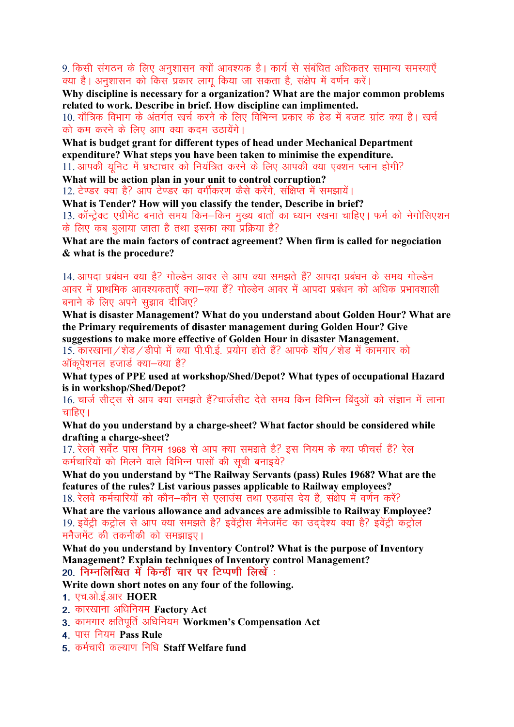9. किसी संगठन के लिए अनुशासन क्यों आवश्यक है। कार्य से संबंधित अधिकतर सामान्य समस्याएँ क्या है। अनुशासन को किस प्रकार लागू किया जा सकता है, संक्षेप में वर्णन करें।

**Why discipline is necessary for a organization? What are the major common problems related to work. Describe in brief. How discipline can implimented.**

10. यॉंत्रिक विभाग के अंतर्गत खर्च करने के लिए विभिन्न प्रकार के हेड में बजट ग्रांट क्या है। खर्च को कम करने के लिए आप क्या कदम उठायेंगे।

**What is budget grant for different types of head under Mechanical Department expenditure? What steps you have been taken to minimise the expenditure.**

11. आपकी यूनिट में भ्रष्टाचार को नियंत्रित करने के लिए आपकी क्या एक्शन प्लान होगी?

**What will be action plan in your unit to control corruption?**

12. टेण्डर क्या है? आप टेण्डर का वर्गीकरण कैसे करेंगे, संक्षिप्त में समझायें।

**What is Tender? How will you classify the tender, Describe in brief?**

13. कॉन्ट्रेक्ट एग्रीमेंट बनाते समय किन–किन मुख्य बातों का ध्यान रखना चाहिए। फर्म को नेगोसिएशन के लिए कब बुलाया जाता है तथा इसका क्या प्रक्रिया है?

**What are the main factors of contract agreement? When firm is called for negociation & what is the procedure?**

14. आपदा प्रबंधन क्या है? गोल्डेन आवर से आप क्या समझते हैं? आपदा प्रबंधन के समय गोल्डेन आवर में प्राथमिक आवश्यकताएँ क्या–क्या हैं? गोल्डेन आवर में आपदा प्रबंधन को अधिक प्रभावशाली बनाने के लिए अपने सुझाव दीजिए?

**What is disaster Management? What do you understand about Golden Hour? What are the Primary requirements of disaster management during Golden Hour? Give suggestions to make more effective of Golden Hour in disaster Management.**

15. कारखाना / शेड / डीपो में क्या पी.पी.ई. प्रयोग होते हैं? आपके शॉप / शेड में कामगार को ऑकूपेशनल हजार्ड क्या–क्या है?

**What types of PPE used at workshop/Shed/Depot? What types of occupational Hazard is in workshop/Shed/Depot?**

16. चार्ज सीट्स से आप क्या समझते हैं?चार्जसीट देते समय किन विभिन्न बिंदुओं को संज्ञान में लाना चाहिए।

**What do you understand by a charge-sheet? What factor should be considered while drafting a charge-sheet?**

17. रेलवे सर्वेंट पास नियम 1968 से आप क्या समझते है? इस नियम के क्या फीचर्स हैं? रेल कर्मचारियों को मिलने वाले विभिन्न पासों की सूची बनाइये?

**What do you understand by "The Railway Servants (pass) Rules 1968? What are the features of the rules? List various passes applicable to Railway employees?**

18. रेलवे कर्मचारियों को कौन–कौन से एलाउंस तथा एडवांस देय है, संक्षेप में वर्णन करें?

**What are the various allowance and advances are admissible to Railway Employee?**

19. इवेंट्री कट्रोल से आप क्या समझते है? इवेंट्रीस मैनेजमेंट का उद्देश्य क्या है? इवेंट्री कट्रोल मनैजमेंट की तकनीकी को समझाइए।

**What do you understand by Inventory Control? What is the purpose of Inventory Management? Explain techniques of Inventory control Management?**

20. **निम्नलिखित में किन्हीं चार पर टिप्पणी लिखें :**

**Write down short notes on any four of the following.**

1. एच.ओ.ई.आर **HOER**
2. कारखाना अधिनियम **Factory Act**
3. कामगार क्षतिपूर्ति अधिनियम **Workmen's Compensation Act**
4. पास नियम **Pass Rule**
5. कर्मचारी कल्याण निधि **Staff Welfare fund**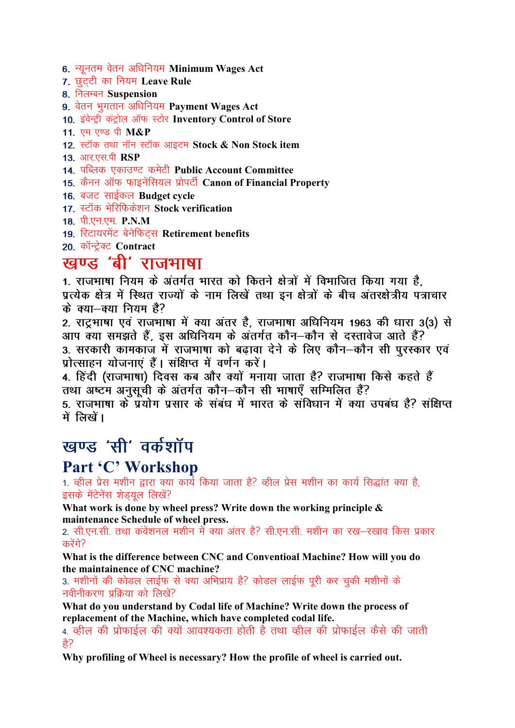6. न्यूनतम वेतन अधिनियम **Minimum Wages Act**
7. छुट्टी का नियम **Leave Rule**
8. निलम्बन **Suspension**
9. वेतन भुगतान अधिनियम **Payment Wages Act**
10. इंवेन्ट्री कंट्रोल ऑफ स्टोर **Inventory Control of Store**
11. एम एण्ड पी **M&P**
12. स्टॉक तथा नॉन स्टॉक आइटम **Stock & Non Stock item**
13. आर.एस.पी **RSP**
14. पब्लिक एकाउण्ट कमेटी **Public Account Committee**
15. कैनन ऑफ फाइनेंसियल प्रोपर्टी **Canon of Financial Property**
16. बजट साईकल **Budget cycle**
17. स्टॉक भेरिफिकेशन **Stock verification**
18. पी.एन.एम. **P.N.M**
19. रिटायरमेंट बेनेफिट्स **Retirement benefits**
20. कॉन्ट्रेक्ट **Contract**

# खण्ड 'बी' राजभाषा

1. राजभाषा नियम के अंतर्गत भारत को कितने क्षेत्रों में विभाजित किया गया है, प्रत्येक क्षेत्र में स्थित राज्यों के नाम लिखें तथा इन क्षेत्रों के बीच अंतरक्षेत्रीय पत्राचार के क्या–क्या नियम है?
2. राट्रभाषा एवं राजभाषा में क्या अंतर है, राजभाषा अधिनियम 1963 की धारा 3(3) से आप क्या समझते हैं, इस अधिनियम के अंतर्गत कौन–कौन से दस्तावेज आते हैं?
3. सरकारी कामकाज में राजभाषा को बढ़ावा देने के लिए कौन–कौन सी पुरस्कार एवं प्रोत्साहन योजनाएं हैं। संक्षिप्त में वर्णन करें।
4. हिंदी (राजभाषा) दिवस कब और क्यों मनाया जाता है? राजभाषा किसे कहते हैं तथा अष्टम अनुसूची के अंतर्गत कौन–कौन सी भाषाएँ सम्मिलित हैं?
5. राजभाषा के प्रयोग प्रसार के संबंध में भारत के संविधान में क्या उपबंध है? संक्षिप्त में लिखें।

# खण्ड 'सी' वर्कशॉप

# Part 'C' Workshop

1. व्हील प्रेस मशीन द्वारा क्या कार्य किया जाता है? व्हील प्रेस मशीन का कार्य सिद्धांत क्या है, इसके मेंटेनेंस शेड्यूल लिखें?

**What work is done by wheel press? Write down the working principle & maintenance Schedule of wheel press.**

2. सी.एन.सी. तथा कंवेंशनल मशीन में क्या अंतर है? सी.एन.सी. मशीन का रख–रखाव किस प्रकार करेंगे?

**What is the difference between CNC and Conventioal Machine? How will you do the maintainence of CNC machine?**

3. मशीनों की कोडल लाईफ से क्या अभिप्राय है? कोडल लाईफ पूरी कर चुकी मशीनों के नवीनीकरण प्रक्रिया को लिखें?

**What do you understand by Codal life of Machine? Write down the process of replacement of the Machine, which have completed codal life.**

4. व्हील की प्रोफाईल की क्यों आवश्यकता होती है तथा व्हील की प्रोफाईल कैसे की जाती है?

**Why profiling of Wheel is necessary? How the profile of wheel is carried out.**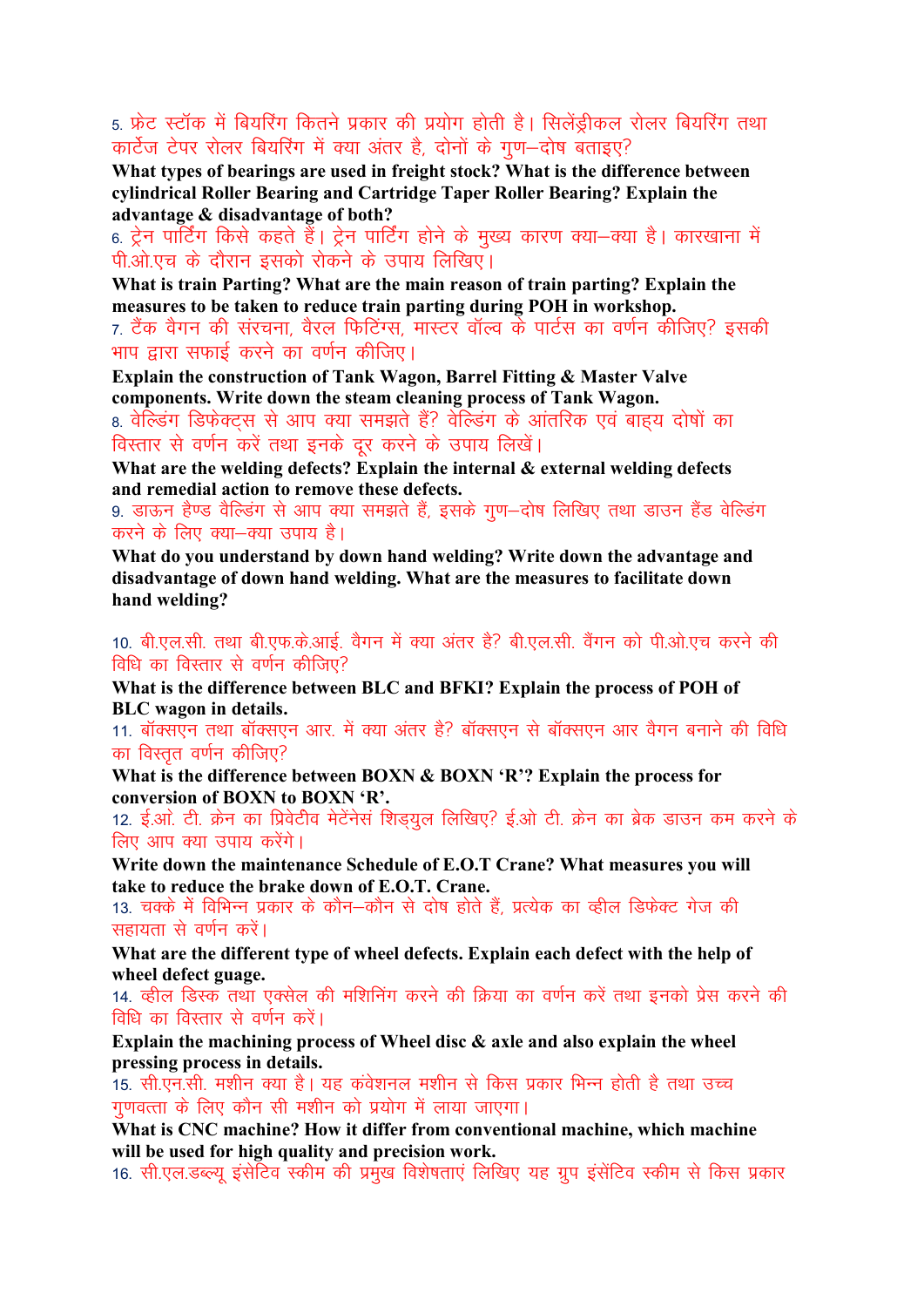5. फ्रेट स्टॉक में बियरिंग कितने प्रकार की प्रयोग होती है। सिलेंड्रीकल रोलर बियरिंग तथा कार्टेज टेपर रोलर बियरिंग में क्या अंतर है, दोनों के गुण–दोष बताइए?

**What types of bearings are used in freight stock? What is the difference between cylindrical Roller Bearing and Cartridge Taper Roller Bearing? Explain the advantage & disadvantage of both?**

6. ट्रेन पार्टिंग किसे कहते हैं। ट्रेन पार्टिंग होने के मुख्य कारण क्या–क्या है। कारखाना में पी.ओ.एच के दौरान इसको रोकने के उपाय लिखिए।

**What is train Parting? What are the main reason of train parting? Explain the measures to be taken to reduce train parting during POH in workshop.**

7. टैंक वैगन की संरचना, वैरल फिटिंग्स, मास्टर वॉल्व के पार्टस का वर्णन कीजिए? इसकी भाप द्वारा सफाई करने का वर्णन कीजिए।

**Explain the construction of Tank Wagon, Barrel Fitting & Master Valve components. Write down the steam cleaning process of Tank Wagon.**

8. वेल्डिंग डिफेक्ट्स से आप क्या समझते हैं? वेल्डिंग के आंतरिक एवं बाह्य दोषों का विस्तार से वर्णन करें तथा इनके दूर करने के उपाय लिखें।

**What are the welding defects? Explain the internal & external welding defects and remedial action to remove these defects.**

9. डाऊन हैण्ड वैल्डिंग से आप क्या समझते हैं, इसके गुण–दोष लिखिए तथा डाउन हैंड वेल्डिंग करने के लिए क्या–क्या उपाय है।

**What do you understand by down hand welding? Write down the advantage and disadvantage of down hand welding. What are the measures to facilitate down hand welding?**

10. बी.एल.सी. तथा बी.एफ.के.आई. वैगन में क्या अंतर है? बी.एल.सी. वैंगन को पी.ओ.एच करने की विधि का विस्तार से वर्णन कीजिए?

**What is the difference between BLC and BFKI? Explain the process of POH of BLC wagon in details.**

11. बॉक्सएन तथा बॉक्सएन आर. में क्या अंतर है? बॉक्सएन से बॉक्सएन आर वैगन बनाने की विधि का विस्तृत वर्णन कीजिए?

**What is the difference between BOXN & BOXN 'R'? Explain the process for conversion of BOXN to BOXN 'R'.**

12. ई.ओ. टी. क्रेन का प्रिवेंटीव मेटेंनेसं शिड्युल लिखिए? ई.ओ टी. क्रेन का ब्रेक डाउन कम करने के लिए आप क्या उपाय करेंगे।

**Write down the maintenance Schedule of E.O.T Crane? What measures you will take to reduce the brake down of E.O.T. Crane.**

13. चक्के में विभिन्न प्रकार के कौन–कौन से दोष होते हैं, प्रत्येक का व्हील डिफेक्ट गेज की सहायता से वर्णन करें।

**What are the different type of wheel defects. Explain each defect with the help of wheel defect guage.**

14. व्हील डिस्क तथा एक्सेल की मशिनिंग करने की क्रिया का वर्णन करें तथा इनको प्रेस करने की विधि का विस्तार से वर्णन करें।

**Explain the machining process of Wheel disc & axle and also explain the wheel pressing process in details.**

15. सी.एन.सी. मशीन क्या है। यह कंवेशनल मशीन से किस प्रकार भिन्न होती है तथा उच्च गुणवत्ता के लिए कौन सी मशीन को प्रयोग में लाया जाएगा।

**What is CNC machine? How it differ from conventional machine, which machine will be used for high quality and precision work.**

16. सी.एल.डब्ल्यू इंसेटिव स्कीम की प्रमुख विशेषताएं लिखिए यह ग्रुप इंसेंटिव स्कीम से किस प्रकार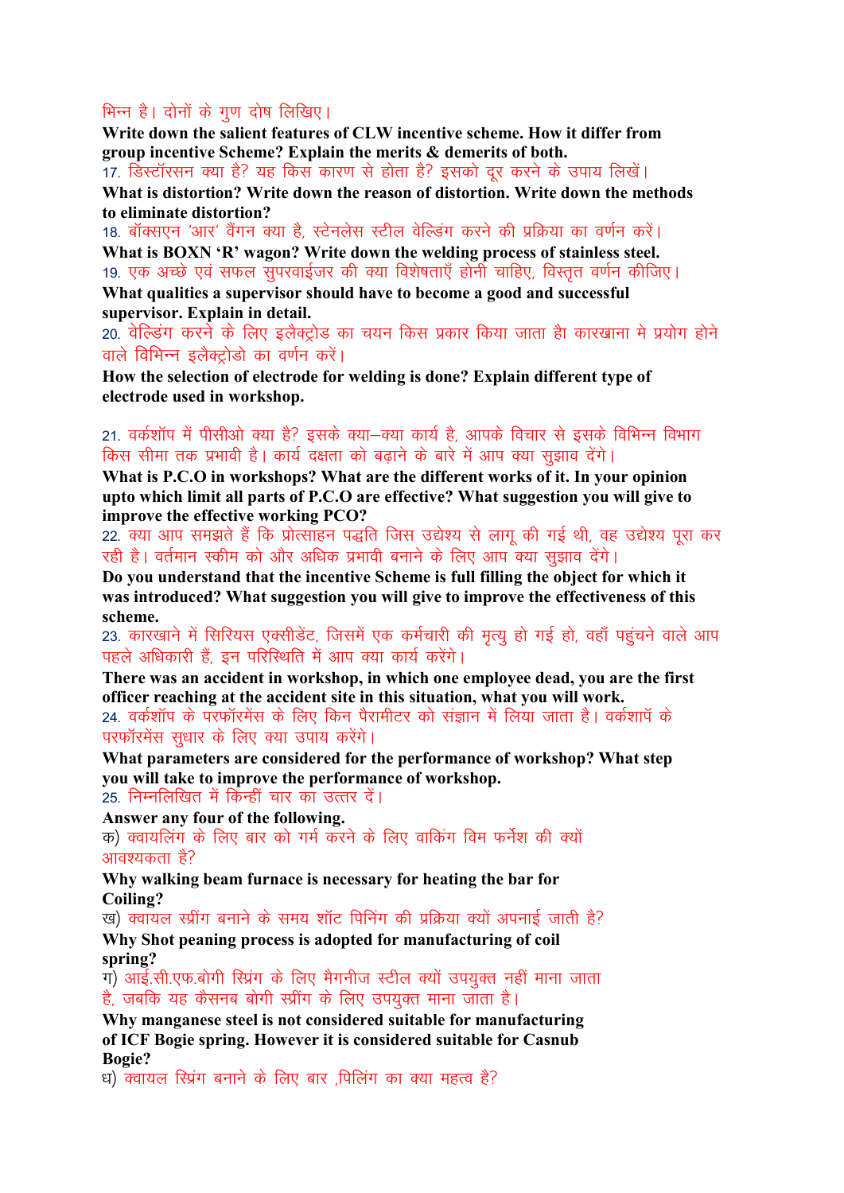भिन्न है। दोनों के गुण दोष लिखिए।

**Write down the salient features of CLW incentive scheme. How it differ from group incentive Scheme? Explain the merits & demerits of both.**

17. डिस्टॉरसन क्या है? यह किस कारण से होता है? इसको दूर करने के उपाय लिखें।

**What is distortion? Write down the reason of distortion. Write down the methods to eliminate distortion?**

18. बॉक्सएन 'आर' वैगन क्या है, स्टेनलेस स्टील वेल्डिंग करने की प्रक्रिया का वर्णन करें।

**What is BOXN 'R' wagon? Write down the welding process of stainless steel.**

19. एक अच्छे एवं सफल सुपरवाईजर की क्या विशेषताएँ होनी चाहिए, विस्तृत वर्णन कीजिए।

**What qualities a supervisor should have to become a good and successful supervisor. Explain in detail.**

20. वेल्डिंग करने के लिए इलैक्ट्रोड का चयन किस प्रकार किया जाता है कारखाना मे प्रयोग होने वाले विभिन्न इलैक्ट्रोडो का वर्णन करें।

**How the selection of electrode for welding is done? Explain different type of electrode used in workshop.**

21. वर्कशॉप में पीसीओ क्या है? इसके क्या–क्या कार्य है, आपके विचार से इसके विभिन्न विभाग किस सीमा तक प्रभावी है। कार्य दक्षता को बढ़ाने के बारे में आप क्या सुझाव देंगे।

**What is P.C.O in workshops? What are the different works of it. In your opinion upto which limit all parts of P.C.O are effective? What suggestion you will give to improve the effective working PCO?**

22. क्या आप समझते हैं कि प्रोत्साहन पद्धति जिस उद्येश्य से लागू की गई थी, वह उद्येश्य पूरा कर रही है। वर्तमान स्कीम को और अधिक प्रभावी बनाने के लिए आप क्या सुझाव देंगे।

**Do you understand that the incentive Scheme is full filling the object for which it was introduced? What suggestion you will give to improve the effectiveness of this scheme.**

23. कारखाने में सिरियस एक्सीडेंट, जिसमें एक कर्मचारी की मृत्यु हो गई हो, वहाँ पहुंचने वाले आप पहले अधिकारी हैं, इन परिस्थिति में आप क्या कार्य करेंगे।

**There was an accident in workshop, in which one employee dead, you are the first officer reaching at the accident site in this situation, what you will work.**

24. वर्कशॉप के परफॉरमेंस के लिए किन पैरामीटर को संज्ञान में लिया जाता है। वर्कशापॅ के परफॉरमेंस सुधार के लिए क्या उपाय करेंगे।

**What parameters are considered for the performance of workshop? What step you will take to improve the performance of workshop.**

25. निम्नलिखित में किन्हीं चार का उत्तर दें।

**Answer any four of the following.**

क) क्वायलिंग के लिए बार को गर्म करने के लिए वाकिंग विम फर्नेश की क्यों आवश्यकता है?

**Why walking beam furnace is necessary for heating the bar for Coiling?**

ख) क्वायल स्प्रींग बनाने के समय शॉट पिनिंग की प्रक्रिया क्यों अपनाई जाती है?

**Why Shot peaning process is adopted for manufacturing of coil spring?**

ग) आई.सी.एफ.बोगी स्प्रिंग के लिए मैगनीज स्टील क्यों उपयुक्त नहीं माना जाता है, जबकि यह कैसनब बोगी स्प्रींग के लिए उपयुक्त माना जाता है।

**Why manganese steel is not considered suitable for manufacturing of ICF Bogie spring. However it is considered suitable for Casnub Bogie?**

घ) क्वायल स्प्रिंग बनाने के लिए बार ,पिलिंग का क्या महत्व है?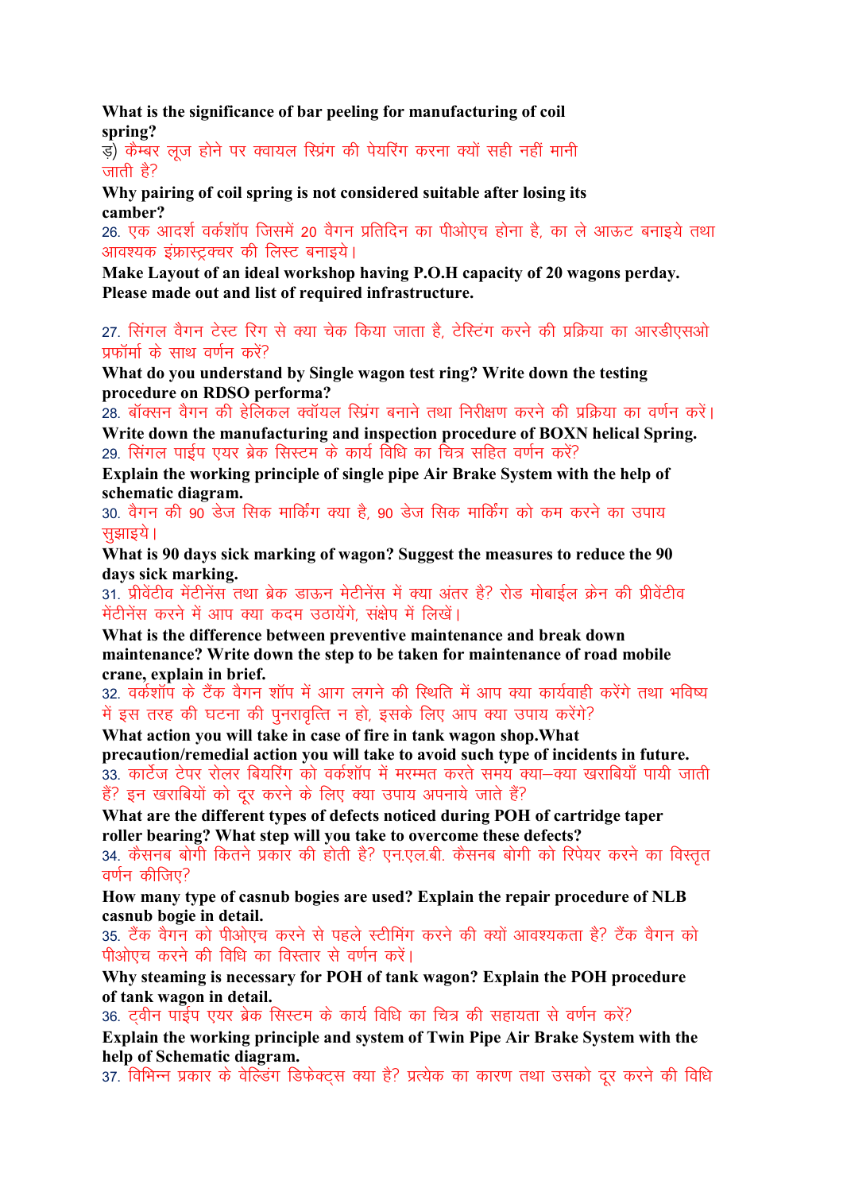**What is the significance of bar peeling for manufacturing of coil spring?**

ड़) कैम्बर लूज होने पर क्वायल स्प्रिंग की पेयरिंग करना क्यों सही नहीं मानी जाती है?

**Why pairing of coil spring is not considered suitable after losing its camber?**

26. एक आदर्श वर्कशॉप जिसमें 20 वैगन प्रतिदिन का पीओएच होना है, का ले आऊट बनाइये तथा आवश्यक इंफ्रास्ट्रक्चर की लिस्ट बनाइये।

**Make Layout of an ideal workshop having P.O.H capacity of 20 wagons perday. Please made out and list of required infrastructure.**

27. सिंगल वैगन टेस्ट रिंग से क्या चेक किया जाता है, टेस्टिंग करने की प्रक्रिया का आरडीएसओ प्रफॉर्मा के साथ वर्णन करें?

**What do you understand by Single wagon test ring? Write down the testing procedure on RDSO performa?**

28. बॉक्सन वैगन की हेलिकल क्वॉयल स्प्रिंग बनाने तथा निरीक्षण करने की प्रक्रिया का वर्णन करें।

**Write down the manufacturing and inspection procedure of BOXN helical Spring.**

29. सिंगल पाईप एयर ब्रेक सिस्टम के कार्य विधि का चित्र सहित वर्णन करें?

**Explain the working principle of single pipe Air Brake System with the help of schematic diagram.**

30. वैगन की 90 डेज सिक मार्किंग क्या है, 90 डेज सिक मार्किंग को कम करने का उपाय सुझाइये।

**What is 90 days sick marking of wagon? Suggest the measures to reduce the 90 days sick marking.**

31. प्रीवेंटीव मेंटीनेंस तथा ब्रेक डाऊन मेटीनेंस में क्या अंतर है? रोड मोबाईल क्रेन की प्रीवेंटीव मेंटीनेंस करने में आप क्या कदम उठायेंगे, संक्षेप में लिखें।

**What is the difference between preventive maintenance and break down maintenance? Write down the step to be taken for maintenance of road mobile crane, explain in brief.**

32. वर्कशॉप के टैंक वैगन शॉप में आग लगने की स्थिति में आप क्या कार्यवाही करेंगे तथा भविष्य में इस तरह की घटना की पुनरावृत्ति न हो, इसके लिए आप क्या उपाय करेंगे?

**What action you will take in case of fire in tank wagon shop.What precaution/remedial action you will take to avoid such type of incidents in future.**

33. कार्टेज टेपर रोलर बियरिंग को वर्कशॉप में मरम्मत करते समय क्या–क्या खराबियाँ पायी जाती हैं? इन खराबियों को दूर करने के लिए क्या उपाय अपनाये जाते हैं?

**What are the different types of defects noticed during POH of cartridge taper roller bearing? What step will you take to overcome these defects?**

34. कैसनब बोगी कितने प्रकार की होती है? एन.एल.बी. कैसनब बोगी को रिपेयर करने का विस्तृत वर्णन कीजिए?

**How many type of casnub bogies are used? Explain the repair procedure of NLB casnub bogie in detail.**

35. टैंक वैगन को पीओएच करने से पहले स्टीमिंग करने की क्यों आवश्यकता है? टैंक वैगन को पीओएच करने की विधि का विस्तार से वर्णन करें।

**Why steaming is necessary for POH of tank wagon? Explain the POH procedure of tank wagon in detail.**

36. ट्वीन पाईप एयर ब्रेक सिस्टम के कार्य विधि का चित्र की सहायता से वर्णन करें?

**Explain the working principle and system of Twin Pipe Air Brake System with the help of Schematic diagram.**

37. विभिन्न प्रकार के वेल्डिंग डिफेक्ट्स क्या है? प्रत्येक का कारण तथा उसको दूर करने की विधि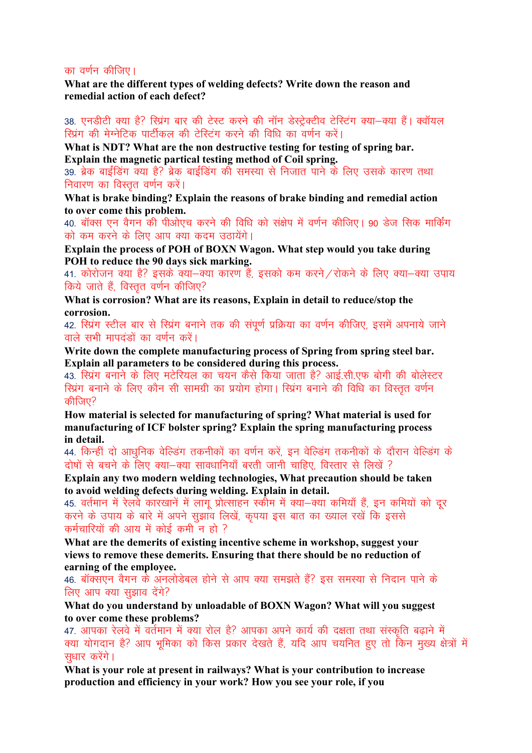का वर्णन कीजिए।

**What are the different types of welding defects? Write down the reason and remedial action of each defect?**

38. एनडीटी क्या है? स्प्रिंग बार की टेस्ट करने की नॉन डेस्ट्रेक्टीव टेस्टिंग क्या–क्या हैं। क्वॉयल स्प्रिंग की मेग्नेटिक पार्टीकल की टेस्टिंग करने की विधि का वर्णन करें।

**What is NDT? What are the non destructive testing for testing of spring bar. Explain the magnetic partical testing method of Coil spring.**

39. ब्रेक बाईंडिंग क्या है? ब्रेक बाईंडिंग की समस्या से निजात पाने के लिए उसके कारण तथा निवारण का विस्तृत वर्णन करें।

**What is brake binding? Explain the reasons of brake binding and remedial action to over come this problem.**

40. बॉक्स एन वैगन की पीओएच करने की विधि को संक्षेप में वर्णन कीजिए। 90 डेज सिक मार्किंग को कम करने के लिए आप क्या कदम उठायेंगे।

**Explain the process of POH of BOXN Wagon. What step would you take during POH to reduce the 90 days sick marking.**

41. कोरोजन क्या है? इसके क्या–क्या कारण हैं, इसको कम करने/रोकने के लिए क्या–क्या उपाय किये जाते हैं, विस्तृत वर्णन कीजिए?

**What is corrosion? What are its reasons, Explain in detail to reduce/stop the corrosion.**

42. स्प्रिंग स्टील बार से स्प्रिंग बनाने तक की संपूर्ण प्रक्रिया का वर्णन कीजिए, इसमें अपनाये जाने वाले सभी मापदंडों का वर्णन करें।

**Write down the complete manufacturing process of Spring from spring steel bar. Explain all parameters to be considered during this process.**

43. स्प्रिंग बनाने के लिए मटेरियल का चयन कैसे किया जाता है? आई.सी.एफ बोगी की बोलेस्टर स्प्रिंग बनाने के लिए कौन सी सामग्री का प्रयोग होगा। स्प्रिंग बनाने की विधि का विस्तृत वर्णन कीजिए?

**How material is selected for manufacturing of spring? What material is used for manufacturing of ICF bolster spring? Explain the spring manufacturing process in detail.**

44. किन्हीं दो आधुनिक वेल्डिंग तकनीकों का वर्णन करें, इन वेल्डिंग तकनीकों के दौरान वेल्डिंग के दोषों से बचने के लिए क्या–क्या सावधानियाँ बरती जानी चाहिए, विस्तार से लिखें ?

**Explain any two modern welding technologies, What precaution should be taken to avoid welding defects during welding. Explain in detail.**

45. वर्तमान में रेलवे कारखानें में लागू प्रोत्साहन स्कीम में क्या–क्या कमियाँ हैं, इन कमियों को दूर करने के उपाय के बारे में अपने सुझाव लिखें, कृपया इस बात का ख्याल रखें कि इससे कर्मचारियों की आय में कोई कमी न हो ?

**What are the demerits of existing incentive scheme in workshop, suggest your views to remove these demerits. Ensuring that there should be no reduction of earning of the employee.**

46. बॉक्सएन वैगन के अनलोडेबल होने से आप क्या समझते हैं? इस समस्या से निदान पाने के लिए आप क्या सुझाव देंगे?

**What do you understand by unloadable of BOXN Wagon? What will you suggest to over come these problems?**

47. आपका रेलवे में वर्तमान में क्या रोल है? आपका अपने कार्य की दक्षता तथा संस्कृति बढ़ाने में क्या योगदान है? आप भूमिका को किस प्रकार देखते हैं, यदि आप चयनित हुए तो किन मुख्य क्षेत्रों में सुधार करेंगे।

**What is your role at present in railways? What is your contribution to increase production and efficiency in your work? How you see your role, if you**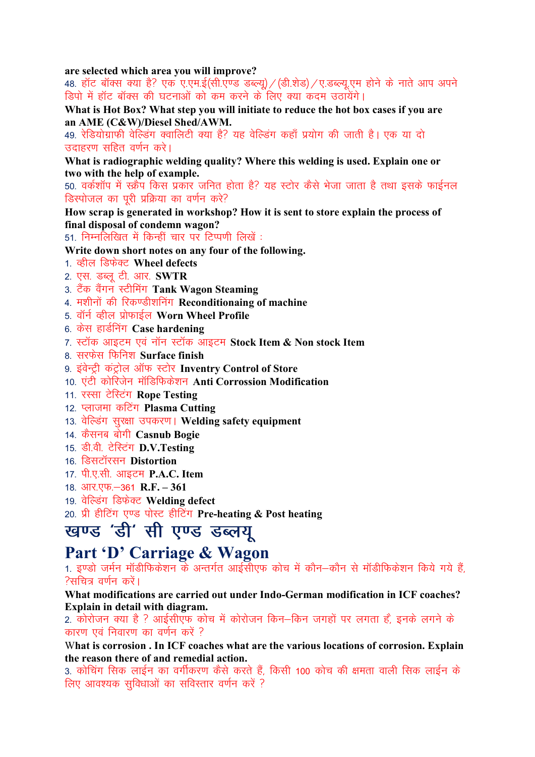**are selected which area you will improve?**

48. हॉट बॉक्स क्या है? एक ए.एम.ई(सी.एण्ड डब्ल्यू) / (डी.शेड) / ए.डब्ल्यू.एम होने के नाते आप अपने डिपो में हॉट बॉक्स की घटनाओं को कम करने के लिए क्या कदम उठायेंगे।

**What is Hot Box? What step you will initiate to reduce the hot box cases if you are an AME (C&W)/Diesel Shed/AWM.**

49. रेडियोग्राफी वेल्डिंग क्वालिटी क्या है? यह वेल्डिंग कहाँ प्रयोग की जाती है। एक या दो उदाहरण सहित वर्णन करे।

**What is radiographic welding quality? Where this welding is used. Explain one or two with the help of example.**

50. वर्कशॉप में स्क्रैप किस प्रकार जनित होता है? यह स्टोर कैसे भेजा जाता है तथा इसके फाईनल डिस्पोजल का पूरी प्रक्रिया का वर्णन करे?

**How scrap is generated in workshop? How it is sent to store explain the process of final disposal of condemn wagon?**

51. निम्नलिखित में किन्हीं चार पर टिप्पणी लिखें :

**Write down short notes on any four of the following.**

1. व्हील डिफेक्ट **Wheel defects**
2. एस. डब्लू टी. आर. **SWTR**
3. टैंक वैंगन स्टीमिंग **Tank Wagon Steaming**
4. मशीनों की रिकण्डीशनिंग **Reconditionaing of machine**
5. वॉर्न व्हील प्रोफाईल **Worn Wheel Profile**
6. केस हार्डनिंग **Case hardening**
7. स्टॉक आइटम एवं नॉन स्टॉक आइटम **Stock Item & Non stock Item**
8. सरफेस फिनिश **Surface finish**
9. इंवेन्ट्री कंट्रोल ऑफ स्टोर **Inventry Control of Store**
10. एंटी कोरिजेन मॉडिफिकेशन **Anti Corrossion Modification**
11. रस्सा टेस्टिंग **Rope Testing**
12. प्लाजमा कटिंग **Plasma Cutting**
13. वेल्डिंग सुरक्षा उपकरण। **Welding safety equipment**
14. कैसनब बोगी **Casnub Bogie**
15. डी.वी. टेस्टिंग **D.V.Testing**
16. डिसटॉरसन **Distortion**
17. पी.ए.सी. आइटम **P.A.C. Item**
18. आर.एफ.–361 **R.F. – 361**
19. वेल्डिंग डिफेक्ट **Welding defect**
20. प्री हीटिंग एण्ड पोस्ट हीटिंग **Pre-heating & Post heating**

# खण्ड 'डी' सी एण्ड डब्लयू

# Part 'D' Carriage & Wagon

1. इण्डो जर्मन मॉडीफिकेशन के अन्तर्गत आईसीएफ कोच में कौन–कौन से मॉडीफिकेशन किये गये हैं, ?सचित्र वर्णन करें।

**What modifications are carried out under Indo-German modification in ICF coaches? Explain in detail with diagram.**

2. कोरोजन क्या है ? आईसीएफ कोच में कोरोजन किन–किन जगहों पर लगता है, इनके लगने के कारण एवं निवारण का वर्णन करें ?

**What is corrosion . In ICF coaches what are the various locations of corrosion. Explain the reason there of and remedial action.**

3. कोचिंग सिक लाईन का वर्गीकरण कैसे करते हैं, किसी 100 कोच की क्षमता वाली सिक लाईन के लिए आवश्यक सुविधाओं का सविस्तार वर्णन करें ?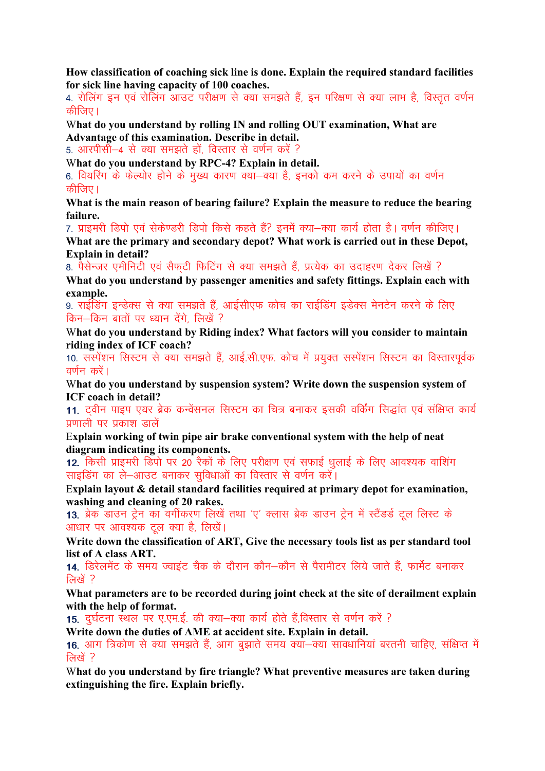**How classification of coaching sick line is done. Explain the required standard facilities for sick line having capacity of 100 coaches.**

4. रोलिंग इन एवं रोलिंग आउट परीक्षण से क्या समझते हैं, इन परिक्षण से क्या लाभ है, विस्तृत वर्णन कीजिए।

**What do you understand by rolling IN and rolling OUT examination, What are Advantage of this examination. Describe in detail.**

5. आरपीसी–4 से क्या समझते हों, विस्तार से वर्णन करें ?

**What do you understand by RPC-4? Explain in detail.**

6. वियरिंग के फेल्योर होने के मुख्य कारण क्या–क्या है, इनको कम करने के उपायों का वर्णन कीजिए।

**What is the main reason of bearing failure? Explain the measure to reduce the bearing failure.**

7. प्राइमरी डिपो एवं सेकेण्डरी डिपो किसे कहते हैं? इनमें क्या–क्या कार्य होता है। वर्णन कीजिए।

**What are the primary and secondary depot? What work is carried out in these Depot, Explain in detail?**

8. पैसेन्जर एमीनिटी एवं सैफ्टी फिटिंग से क्या समझते हैं, प्रत्येक का उदाहरण देकर लिखें ?

**What do you understand by passenger amenities and safety fittings. Explain each with example.**

9. राईडिंग इन्डेक्स से क्या समझते हैं, आईसीएफ कोच का राईडिंग इडेक्स मेनटेन करने के लिए किन–किन बातों पर ध्यान देंगे, लिखें ?

**What do you understand by Riding index? What factors will you consider to maintain riding index of ICF coach?**

10. सस्पेंशन सिस्टम से क्या समझते हैं, आई.सी.एफ. कोच में प्रयुक्त सस्पेंशन सिस्टम का विस्तारपूर्वक वर्णन करें।

**What do you understand by suspension system? Write down the suspension system of ICF coach in detail?**

11. ट्वीन पाइप एयर ब्रेक कन्वेंसनल सिस्टम का चित्र बनाकर इसकी वर्किंग सिद्धांत एवं संक्षिप्त कार्य प्रणाली पर प्रकाश डालें

**Explain working of twin pipe air brake conventional system with the help of neat diagram indicating its components.**

12. किसी प्राइमरी डिपो पर 20 रैकों के लिए परीक्षण एवं सफाई धुलाई के लिए आवश्यक वाशिंग साइडिंग का ले–आउट बनाकर सुविधाओं का विस्तार से वर्णन करें।

**Explain layout & detail standard facilities required at primary depot for examination, washing and cleaning of 20 rakes.**

13. ब्रेक डाउन ट्रेन का वर्गीकरण लिखें तथा 'ए' क्लास ब्रेक डाउन ट्रेन में स्टैंडर्ड टूल लिस्ट के आधार पर आवश्यक टूल क्या है, लिखें।

**Write down the classification of ART, Give the necessary tools list as per standard tool list of A class ART.**

14. डिरेलमेंट के समय ज्वाइंट चैक के दौरान कौन–कौन से पैरामीटर लिये जाते हैं, फार्मेट बनाकर लिखें ?

**What parameters are to be recorded during joint check at the site of derailment explain with the help of format.**

15. दुर्घटना स्थल पर ए.एम.ई. की क्या–क्या कार्य होते हैं,विस्तार से वर्णन करें ?

**Write down the duties of AME at accident site. Explain in detail.**

16. आग त्रिकोण से क्या समझते हैं, आग बुझाते समय क्या–क्या सावधानियां बरतनी चाहिए, संक्षिप्त में लिखें ?

**What do you understand by fire triangle? What preventive measures are taken during extinguishing the fire. Explain briefly.**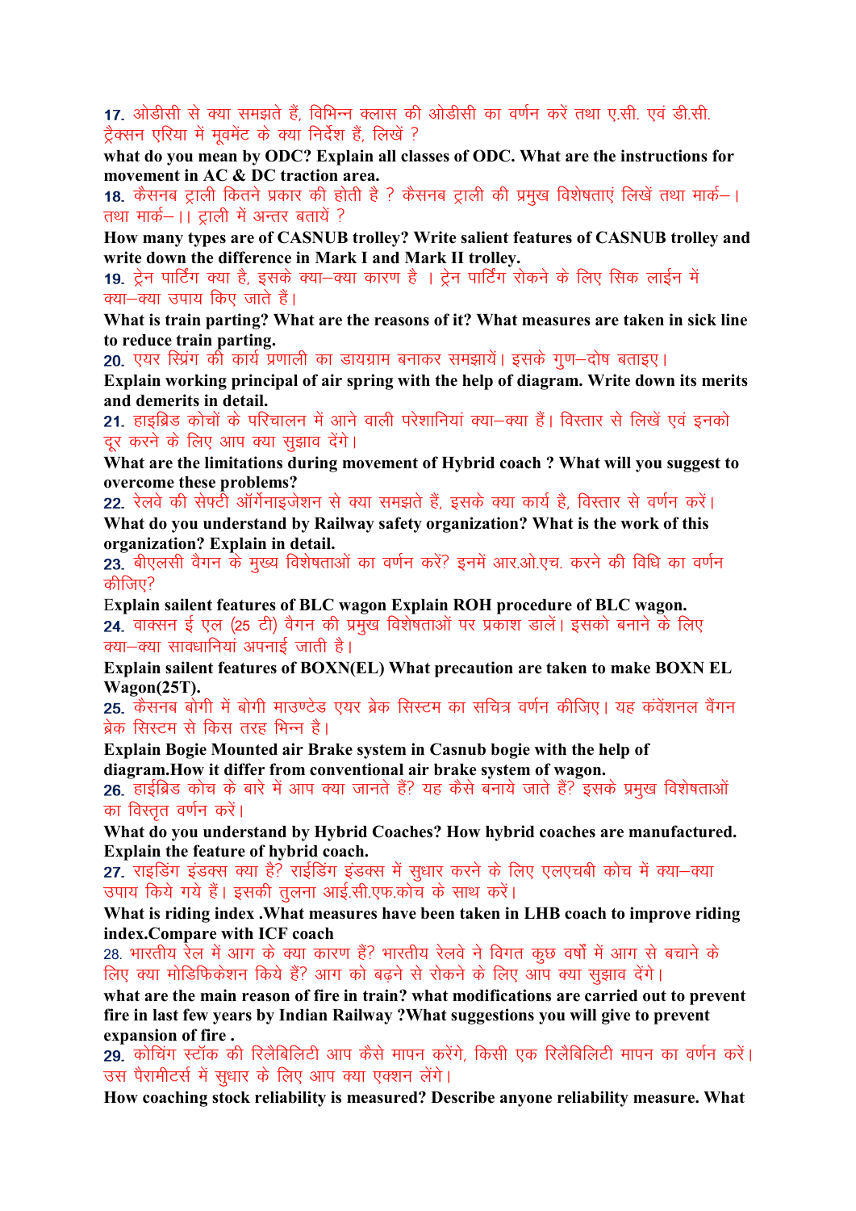17. ओडीसी से क्या समझते हैं, विभिन्न क्लास की ओडीसी का वर्णन करें तथा ए.सी. एवं डी.सी. ट्रैक्सन एरिया में मूवमेंट के क्या निर्देश हैं, लिखें ?

**what do you mean by ODC? Explain all classes of ODC. What are the instructions for movement in AC & DC traction area.**

18. कैसनब ट्राली कितने प्रकार की होती है ? कैसनब ट्राली की प्रमुख विशेषताएं लिखें तथा मार्क–। तथा मार्क–।। ट्राली में अन्तर बतायें ?

**How many types are of CASNUB trolley? Write salient features of CASNUB trolley and write down the difference in Mark I and Mark II trolley.**

19. ट्रेन पार्टिंग क्या है, इसके क्या–क्या कारण है । ट्रेन पार्टिंग रोकने के लिए सिक लाईन में क्या–क्या उपाय किए जाते हैं।

**What is train parting? What are the reasons of it? What measures are taken in sick line to reduce train parting.**

20. एयर स्प्रिंग की कार्य प्रणाली का डायग्राम बनाकर समझायें। इसके गुण–दोष बताइए।

**Explain working principal of air spring with the help of diagram. Write down its merits and demerits in detail.**

21. हाइब्रिड कोचों के परिचालन में आने वाली परेशानियां क्या–क्या हैं। विस्तार से लिखें एवं इनको दूर करने के लिए आप क्या सुझाव देंगे।

**What are the limitations during movement of Hybrid coach ? What will you suggest to overcome these problems?**

22. रेलवे की सेफ्टी ऑर्गेनाइजेशन से क्या समझते हैं, इसके क्या कार्य है, विस्तार से वर्णन करें।

**What do you understand by Railway safety organization? What is the work of this organization? Explain in detail.**

23. बीएलसी वैगन के मुख्य विशेषताओं का वर्णन करें? इनमें आर.ओ.एच. करने की विधि का वर्णन कीजिए?

**Explain sailent features of BLC wagon Explain ROH procedure of BLC wagon.**

24. वाक्सन ई एल (25 टी) वैगन की प्रमुख विशेषताओं पर प्रकाश डालें। इसको बनाने के लिए क्या–क्या सावधानियां अपनाई जाती है।

**Explain sailent features of BOXN(EL) What precaution are taken to make BOXN EL Wagon(25T).**

25. कैसनब बोगी में बोगी माउण्टेड एयर ब्रेक सिस्टम का सचित्र वर्णन कीजिए। यह कंवेंशनल वैंगन ब्रेक सिस्टम से किस तरह भिन्न है।

**Explain Bogie Mounted air Brake system in Casnub bogie with the help of diagram.How it differ from conventional air brake system of wagon.**

26. हाईब्रिड कोच के बारे में आप क्या जानते हैं? यह कैसे बनाये जाते हैं? इसके प्रमुख विशेषताओं का विस्तृत वर्णन करें।

**What do you understand by Hybrid Coaches? How hybrid coaches are manufactured. Explain the feature of hybrid coach.**

27. राइडिंग इंडक्स क्या है? राईडिंग इंडक्स में सुधार करने के लिए एलएचबी कोच में क्या–क्या उपाय किये गये हैं। इसकी तुलना आई.सी.एफ.कोच के साथ करें।

**What is riding index .What measures have been taken in LHB coach to improve riding index.Compare with ICF coach**

28. भारतीय रेल में आग के क्या कारण हैं? भारतीय रेलवे ने विगत कुछ वर्षों में आग से बचाने के लिए क्या मोडिफिकेशन किये हैं? आग को बढ़ने से रोकने के लिए आप क्या सुझाव देंगे।

**what are the main reason of fire in train? what modifications are carried out to prevent fire in last few years by Indian Railway ?What suggestions you will give to prevent expansion of fire .**

29. कोचिंग स्टॉक की रिलैबिलिटी आप कैसे मापन करेंगे, किसी एक रिलैबिलिटी मापन का वर्णन करें। उस पैरामीटर्स में सुधार के लिए आप क्या एक्शन लेंगे।

**How coaching stock reliability is measured? Describe anyone reliability measure. What**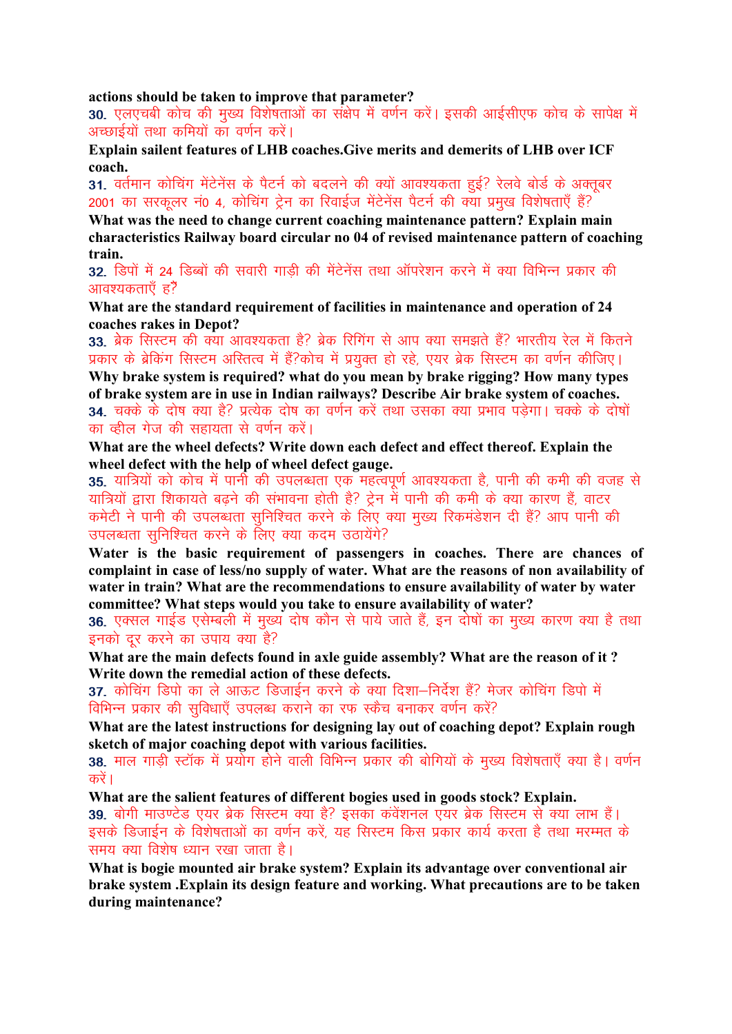**actions should be taken to improve that parameter?**

30. एलएचबी कोच की मुख्य विशेषताओं का संक्षेप में वर्णन करें। इसकी आईसीएफ कोच के सापेक्ष में अच्छाईयों तथा कमियों का वर्णन करें।

**Explain sailent features of LHB coaches.Give merits and demerits of LHB over ICF coach.**

31. वर्तमान कोचिंग मेंटेनेंस के पैटर्न को बदलने की क्यों आवश्यकता हुई? रेलवे बोर्ड के अक्तूबर 2001 का सरकूलर नं0 4, कोचिंग ट्रेन का रिवाईज मेंटेनेंस पैटर्न की क्या प्रमुख विशेषताएँ हैं?

**What was the need to change current coaching maintenance pattern? Explain main characteristics Railway board circular no 04 of revised maintenance pattern of coaching train.**

32. डिपों में 24 डिब्बों की सवारी गाड़ी की मेंटेनेंस तथा ऑपरेशन करने में क्या विभिन्न प्रकार की आवश्यकताएँ है?

**What are the standard requirement of facilities in maintenance and operation of 24 coaches rakes in Depot?**

33. ब्रेक सिस्टम की क्या आवश्यकता है? ब्रेक रिगिंग से आप क्या समझते हैं? भारतीय रेल में कितने प्रकार के ब्रेकिंग सिस्टम अस्तित्व में हैं?कोच में प्रयुक्त हो रहे, एयर ब्रेक सिस्टम का वर्णन कीजिए।

**Why brake system is required? what do you mean by brake rigging? How many types of brake system are in use in Indian railways? Describe Air brake system of coaches.**

34. चक्के के दोष क्या है? प्रत्येक दोष का वर्णन करें तथा उसका क्या प्रभाव पड़ेगा। चक्के के दोषों का व्हील गेज की सहायता से वर्णन करें।

**What are the wheel defects? Write down each defect and effect thereof. Explain the wheel defect with the help of wheel defect gauge.**

35. यात्रियों को कोच में पानी की उपलब्धता एक महत्वपूर्ण आवश्यकता है, पानी की कमी की वजह से यात्रियों द्वारा शिकायते बढ़ने की संभावना होती है? ट्रेन में पानी की कमी के क्या कारण हैं, वाटर कमेटी ने पानी की उपलब्धता सुनिश्चित करने के लिए क्या मुख्य रिकमंडेशन दी हैं? आप पानी की उपलब्धता सुनिश्चित करने के लिए क्या कदम उठायेंगे?

**Water is the basic requirement of passengers in coaches. There are chances of complaint in case of less/no supply of water. What are the reasons of non availability of water in train? What are the recommendations to ensure availability of water by water committee? What steps would you take to ensure availability of water?**

36. एक्सल गाईड एसेम्बली में मुख्य दोष कौन से पाये जाते हैं, इन दोषों का मुख्य कारण क्या है तथा इनको दूर करने के उपाय क्या है?

**What are the main defects found in axle guide assembly? What are the reason of it ? Write down the remedial action of these defects.**

37. कोचिंग डिपो का ले आऊट डिजाईन करने के क्या दिशा–निर्देश हैं? मेजर कोचिंग डिपो में विभिन्न प्रकार की सुविधाएँ उपलब्ध कराने का रफ स्कैच बनाकर वर्णन करें?

**What are the latest instructions for designing lay out of coaching depot? Explain rough sketch of major coaching depot with various facilities.**

38. माल गाड़ी स्टॉक में प्रयोग होने वाली विभिन्न प्रकार की बोगियों के मुख्य विशेषताएँ क्या है। वर्णन करें।

**What are the salient features of different bogies used in goods stock? Explain.**

39. बोगी माउण्टेड एयर ब्रेक सिस्टम क्या है? इसका कंवेंशनल एयर ब्रेक सिस्टम से क्या लाभ हैं। इसके डिजाईन के विशेषताओं का वर्णन करें, यह सिस्टम किस प्रकार कार्य करता है तथा मरम्मत के समय क्या विशेष ध्यान रखा जाता है।

**What is bogie mounted air brake system? Explain its advantage over conventional air brake system .Explain its design feature and working. What precautions are to be taken during maintenance?**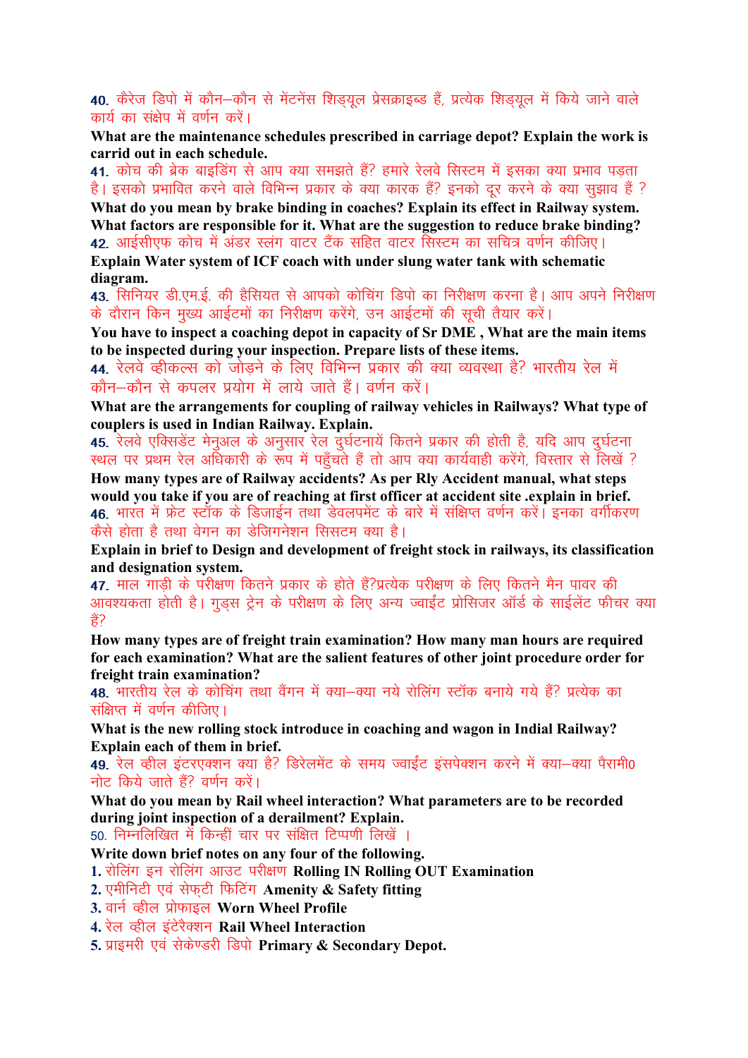40. कैरेज डिपो में कौन–कौन से मेंटनेंस शिड्यूल प्रेसक्राइब्ड हैं, प्रत्येक शिड्यूल में किये जाने वाले कार्य का संक्षेप में वर्णन करें।

**What are the maintenance schedules prescribed in carriage depot? Explain the work is carrid out in each schedule.**

41. कोच की ब्रेक बाइडिंग से आप क्या समझते हैं? हमारे रेलवे सिस्टम में इसका क्या प्रभाव पड़ता है। इसको प्रभावित करने वाले विभिन्न प्रकार के क्या कारक हैं? इनको दूर करने के क्या सुझाव हैं ?

**What do you mean by brake binding in coaches? Explain its effect in Railway system. What factors are responsible for it. What are the suggestion to reduce brake binding?**

42. आईसीएफ कोच में अंडर स्लंग वाटर टैंक सहित वाटर सिस्टम का सचित्र वर्णन कीजिए।

**Explain Water system of ICF coach with under slung water tank with schematic diagram.**

43. सिनियर डी.एम.ई. की हैसियत से आपको कोचिंग डिपो का निरीक्षण करना है। आप अपने निरीक्षण के दौरान किन मुख्य आईटमों का निरीक्षण करेंगे, उन आईटमों की सूची तैयार करें।

**You have to inspect a coaching depot in capacity of Sr DME , What are the main items to be inspected during your inspection. Prepare lists of these items.**

44. रेलवे व्हीकल्स को जोड़ने के लिए विभिन्न प्रकार की क्या व्यवस्था है? भारतीय रेल में कौन–कौन से कपलर प्रयोग में लाये जाते हैं। वर्णन करें।

**What are the arrangements for coupling of railway vehicles in Railways? What type of couplers is used in Indian Railway. Explain.**

45. रेलवे एक्सिडेंट मेनुअल के अनुसार रेल दुर्घटनायें कितने प्रकार की होती है, यदि आप दुर्घटना स्थल पर प्रथम रेल अधिकारी के रूप में पहुँचते हैं तो आप क्या कार्यवाही करेंगे, विस्तार से लिखें ?

**How many types are of Railway accidents? As per Rly Accident manual, what steps would you take if you are of reaching at first officer at accident site .explain in brief.**

46. भारत में फ्रेट स्टॉक के डिजाईन तथा डेवलपमेंट के बारे में संक्षिप्त वर्णन करें। इनका वर्गीकरण कैसे होता है तथा वेगन का डेजिगनेशन सिसटम क्या है।

**Explain in brief to Design and development of freight stock in railways, its classification and designation system.**

47. माल गाड़ी के परीक्षण कितने प्रकार के होते हैं?प्रत्येक परीक्षण के लिए कितने मैन पावर की आवश्यकता होती है। गुड्स ट्रेन के परीक्षण के लिए अन्य ज्वाईंट प्रोसिजर ऑर्ड के साईलेंट फीचर क्या हैं?

**How many types are of freight train examination? How many man hours are required for each examination? What are the salient features of other joint procedure order for freight train examination?**

48. भारतीय रेल के कोचिंग तथा वैगन में क्या–क्या नये रोलिंग स्टॉक बनाये गये हैं? प्रत्येक का संक्षिप्त में वर्णन कीजिए।

**What is the new rolling stock introduce in coaching and wagon in Indial Railway? Explain each of them in brief.**

49. रेल व्हील इंटरएक्शन क्या है? डिरेलमेंट के समय ज्वाईंट इंसपेक्शन करने में क्या–क्या पैरामी० नोट किये जाते हैं? वर्णन करें।

**What do you mean by Rail wheel interaction? What parameters are to be recorded during joint inspection of a derailment? Explain.**

50. निम्नलिखित में किन्हीं चार पर संक्षित टिप्पणी लिखें ।

**Write down brief notes on any four of the following.**

1. रोलिंग इन रोलिंग आउट परीक्षण **Rolling IN Rolling OUT Examination**
2. एमीनिटी एवं सेफ्टी फिटिंग **Amenity & Safety fitting**
3. वार्न व्हील प्रोफाइल **Worn Wheel Profile**
4. रेल व्हील इंटेरैक्शन **Rail Wheel Interaction**
5. प्राइमरी एवं सेकेण्डरी डिपो **Primary & Secondary Depot.**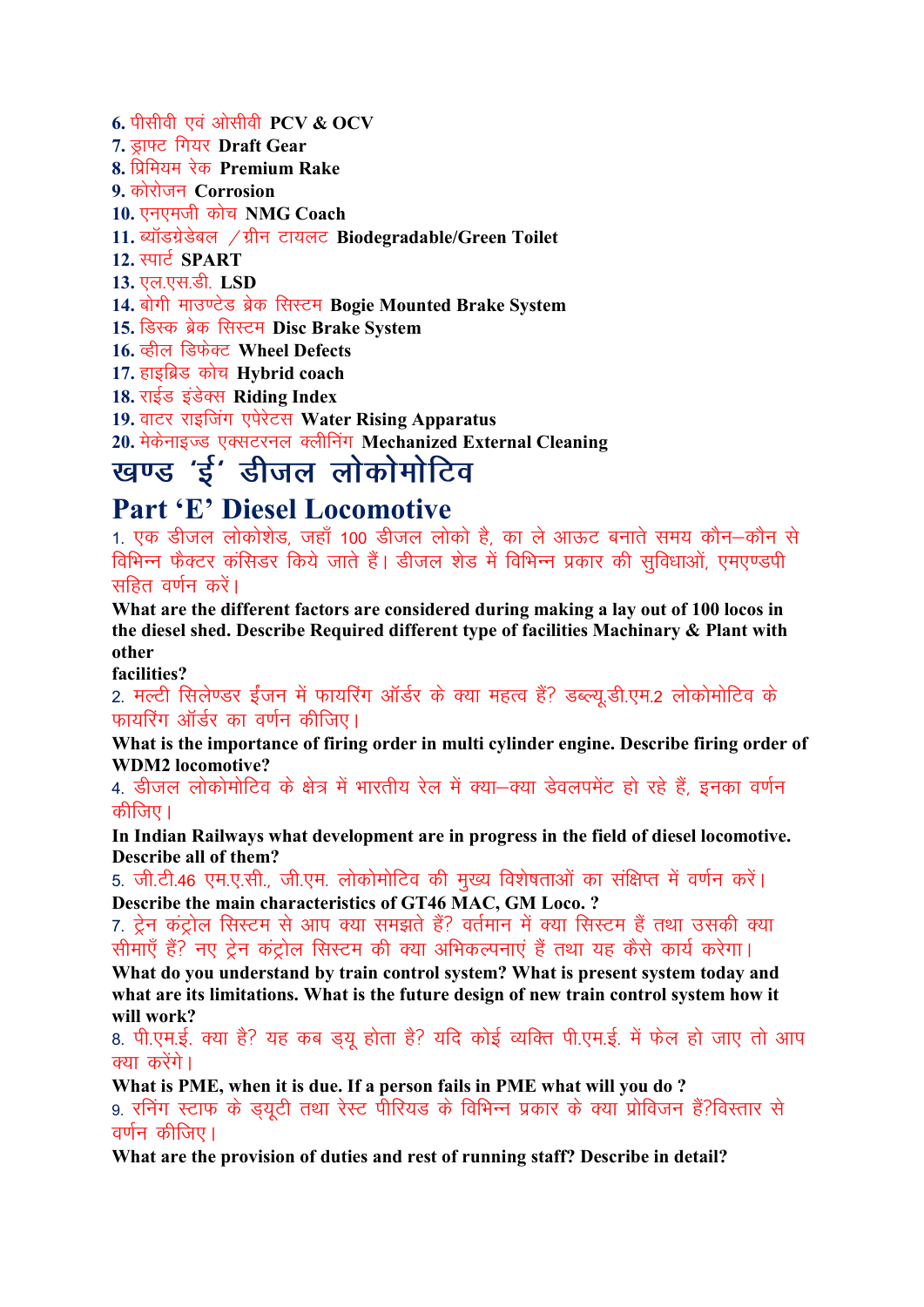6. पीसीवी एवं ओसीवी **PCV & OCV**
7. ड्राफ्ट गियर **Draft Gear**
8. प्रिमियम रेक **Premium Rake**
9. कोरोजन **Corrosion**
10. एनएमजी कोच **NMG Coach**
11. ब्यॉडग्रेडेबल /ग्रीन टायलट **Biodegradable/Green Toilet**
12. स्पार्ट **SPART**
13. एल.एस.डी. **LSD**
14. बोगी माउण्टेड ब्रेक सिस्टम **Bogie Mounted Brake System**
15. डिस्क ब्रेक सिस्टम **Disc Brake System**
16. व्हील डिफेक्ट **Wheel Defects**
17. हाइब्रिड कोच **Hybrid coach**
18. राईड इंडेक्स **Riding Index**
19. वाटर राइजिंग एपेरेटस **Water Rising Apparatus**
20. मेकेनाइज्ड एक्सटरनल क्लीनिंग **Mechanized External Cleaning**

# खण्ड 'ई' डीजल लोकोमोटिव

# Part 'E' Diesel Locomotive

1. एक डीजल लोकोशेड, जहाँ 100 डीजल लोको है, का ले आऊट बनाते समय कौन–कौन से विभिन्न फैक्टर कंसिडर किये जाते हैं। डीजल शेड में विभिन्न प्रकार की सुविधाओं, एमएण्डपी सहित वर्णन करें।

**What are the different factors are considered during making a lay out of 100 locos in the diesel shed. Describe Required different type of facilities Machinary & Plant with other facilities?**

2. मल्टी सिलेण्डर ईंजन में फायरिंग ऑर्डर के क्या महत्व हैं? डब्ल्यू.डी.एम.2 लोकोमोटिव के फायरिंग ऑर्डर का वर्णन कीजिए।

**What is the importance of firing order in multi cylinder engine. Describe firing order of WDM2 locomotive?**

4. डीजल लोकोमोटिव के क्षेत्र में भारतीय रेल में क्या–क्या डेवलपमेंट हो रहे हैं, इनका वर्णन कीजिए।

**In Indian Railways what development are in progress in the field of diesel locomotive. Describe all of them?**

5. जी.टी.46 एम.ए.सी., जी.एम. लोकोमोटिव की मुख्य विशेषताओं का संक्षिप्त में वर्णन करें।

**Describe the main characteristics of GT46 MAC, GM Loco. ?**

7. ट्रेन कंट्रोल सिस्टम से आप क्या समझते हैं? वर्तमान में क्या सिस्टम हैं तथा उसकी क्या सीमाएँ हैं? नए ट्रेन कंट्रोल सिस्टम की क्या अभिकल्पनाएं हैं तथा यह कैसे कार्य करेगा।

**What do you understand by train control system? What is present system today and what are its limitations. What is the future design of new train control system how it will work?**

8. पी.एम.ई. क्या है? यह कब ड्यू होता है? यदि कोई व्यक्ति पी.एम.ई. में फेल हो जाए तो आप क्या करेंगे।

**What is PME, when it is due. If a person fails in PME what will you do ?**

9. रनिंग स्टाफ के ड्यूटी तथा रेस्ट पीरियड के विभिन्न प्रकार के क्या प्रोविजन हैं?विस्तार से वर्णन कीजिए।

**What are the provision of duties and rest of running staff? Describe in detail?**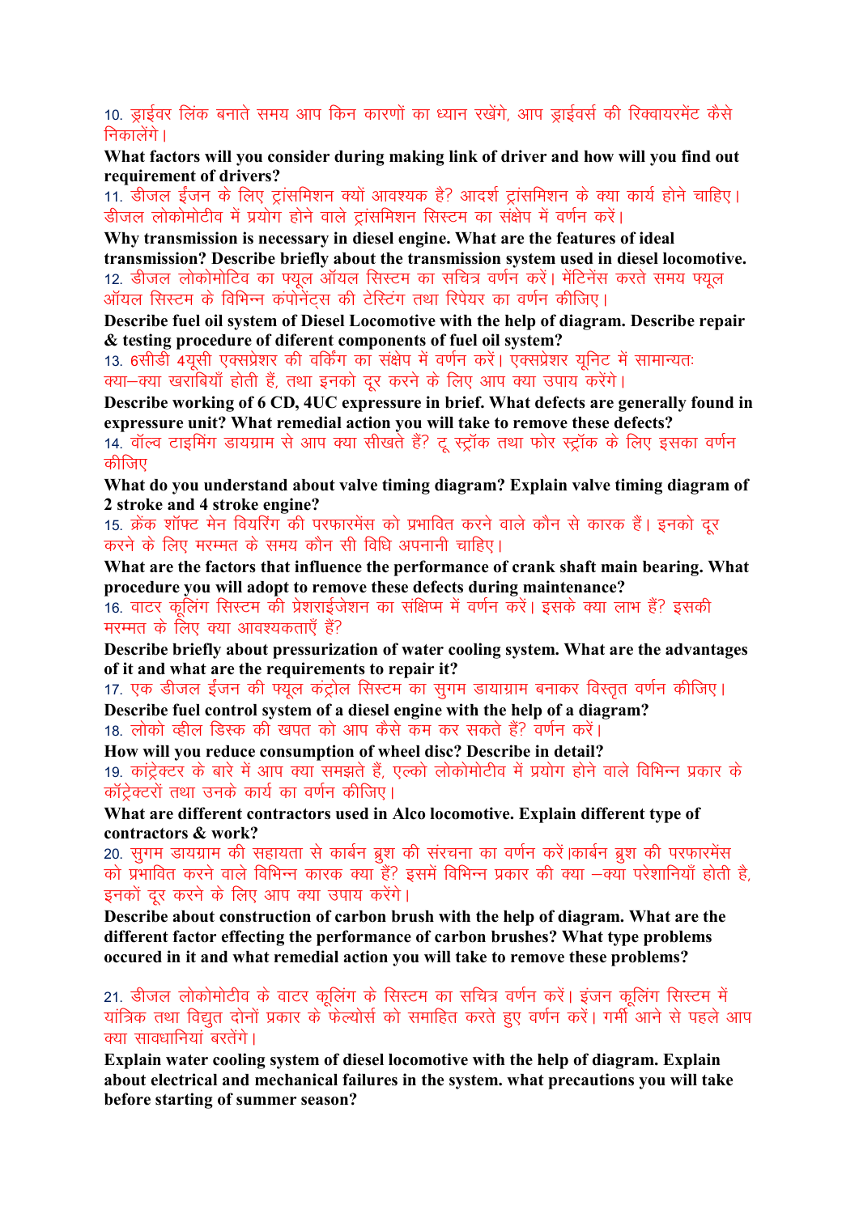10. ड्राईवर लिंक बनाते समय आप किन कारणों का ध्यान रखेंगे, आप ड्राईवर्स की रिक्वायरमेंट कैसे निकालेंगे।

**What factors will you consider during making link of driver and how will you find out requirement of drivers?**

11. डीजल ईंजन के लिए ट्रांसमिशन क्यों आवश्यक है? आदर्श ट्रांसमिशन के क्या कार्य होने चाहिए। डीजल लोकोमोटीव में प्रयोग होने वाले ट्रांसमिशन सिस्टम का संक्षेप में वर्णन करें।

**Why transmission is necessary in diesel engine. What are the features of ideal transmission? Describe briefly about the transmission system used in diesel locomotive.**

12. डीजल लोकोमोटिव का फ्यूल ऑयल सिस्टम का सचित्र वर्णन करें। मेंटिनेंस करते समय फ्यूल ऑयल सिस्टम के विभिन्न कंपोनेंट्स की टेस्टिंग तथा रिपेयर का वर्णन कीजिए।

**Describe fuel oil system of Diesel Locomotive with the help of diagram. Describe repair & testing procedure of diferent components of fuel oil system?**

13. 6सीडी 4यूसी एक्सप्रेशर की वर्किंग का संक्षेप में वर्णन करें। एक्सप्रेशर यूनिट में सामान्यतः क्या–क्या खराबियाँ होती हैं, तथा इनको दूर करने के लिए आप क्या उपाय करेंगे।

**Describe working of 6 CD, 4UC expressure in brief. What defects are generally found in expressure unit? What remedial action you will take to remove these defects?**

14. वॉल्व टाइमिंग डायग्राम से आप क्या सीखते हैं? टू स्ट्रॉक तथा फोर स्ट्रॉक के लिए इसका वर्णन कीजिए

**What do you understand about valve timing diagram? Explain valve timing diagram of 2 stroke and 4 stroke engine?**

15. क्रेंक शॉफ्ट मेन वियरिंग की परफारमेंस को प्रभावित करने वाले कौन से कारक हैं। इनको दूर करने के लिए मरम्मत के समय कौन सी विधि अपनानी चाहिए।

**What are the factors that influence the performance of crank shaft main bearing. What procedure you will adopt to remove these defects during maintenance?**

16. वाटर कूलिंग सिस्टम की प्रेशराईजेशन का संक्षिप्त में वर्णन करें। इसके क्या लाभ हैं? इसकी मरम्मत के लिए क्या आवश्यकताएँ हैं?

**Describe briefly about pressurization of water cooling system. What are the advantages of it and what are the requirements to repair it?**

17. एक डीजल ईंजन की फ्यूल कंट्रोल सिस्टम का सुगम डायाग्राम बनाकर विस्तृत वर्णन कीजिए।

**Describe fuel control system of a diesel engine with the help of a diagram?**

18. लोको व्हील डिस्क की खपत को आप कैसे कम कर सकते हैं? वर्णन करें।

**How will you reduce consumption of wheel disc? Describe in detail?**

19. कांट्रेक्टर के बारे में आप क्या समझते हैं, एल्को लोकोमोटीव में प्रयोग होने वाले विभिन्न प्रकार के कॉंट्रेक्टरों तथा उनके कार्य का वर्णन कीजिए।

**What are different contractors used in Alco locomotive. Explain different type of contractors & work?**

20. सुगम डायग्राम की सहायता से कार्बन ब्रुश की संरचना का वर्णन करें।कार्बन ब्रुश की परफारमेंस को प्रभावित करने वाले विभिन्न कारक क्या हैं? इसमें विभिन्न प्रकार की क्या –क्या परेशानियाँ होती है, इनकों दूर करने के लिए आप क्या उपाय करेंगे।

**Describe about construction of carbon brush with the help of diagram. What are the different factor effecting the performance of carbon brushes? What type problems occured in it and what remedial action you will take to remove these problems?**

21. डीजल लोकोमोटीव के वाटर कूलिंग के सिस्टम का सचित्र वर्णन करें। इंजन कूलिंग सिस्टम में यांत्रिक तथा विद्युत दोनों प्रकार के फेल्योर्स को समाहित करते हुए वर्णन करें। गर्मी आने से पहले आप क्या सावधानियां बरतेंगे।

**Explain water cooling system of diesel locomotive with the help of diagram. Explain about electrical and mechanical failures in the system. what precautions you will take before starting of summer season?**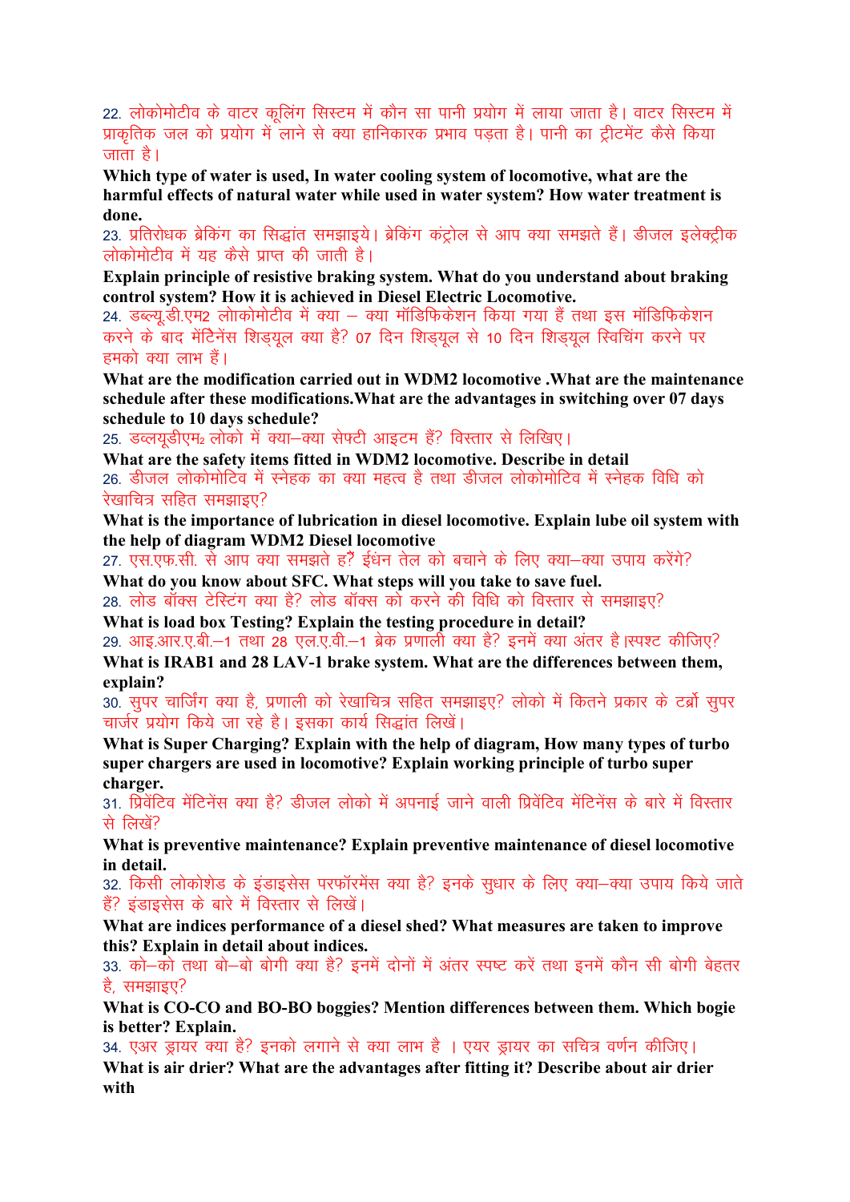22. लोकोमोटीव के वाटर कूलिंग सिस्टम में कौन सा पानी प्रयोग में लाया जाता है। वाटर सिस्टम में प्राकृतिक जल को प्रयोग में लाने से क्या हानिकारक प्रभाव पड़ता है। पानी का ट्रीटमेंट कैसे किया जाता है।

**Which type of water is used, In water cooling system of locomotive, what are the harmful effects of natural water while used in water system? How water treatment is done.**

23. प्रतिरोधक ब्रेकिंग का सिद्धांत समझाइये। ब्रेकिंग कंट्रोल से आप क्या समझते हैं। डीजल इलेक्ट्रीक लोकोमोटीव में यह कैसे प्राप्त की जाती है।

**Explain principle of resistive braking system. What do you understand about braking control system? How it is achieved in Diesel Electric Locomotive.**

24. डब्ल्यू.डी.एम2 लोाकोमोटीव में क्या – क्या मॉडिफिकेशन किया गया हैं तथा इस मॉडिफिकेशन करने के बाद मेंटिनेंस शिड्यूल क्या है? 07 दिन शिड्यूल से 10 दिन शिड्यूल स्विचिंग करने पर हमको क्या लाभ हैं।

**What are the modification carried out in WDM2 locomotive .What are the maintenance schedule after these modifications.What are the advantages in switching over 07 days schedule to 10 days schedule?**

25. डब्लयूडीएम2 लोको में क्या–क्या सेफ्टी आइटम हैं? विस्तार से लिखिए।

**What are the safety items fitted in WDM2 locomotive. Describe in detail**

26. डीजल लोकोमोटिव में स्नेहक का क्या महत्व है तथा डीजल लोकोमोटिव में स्नेहक विधि को रेखाचित्र सहित समझाइए?

**What is the importance of lubrication in diesel locomotive. Explain lube oil system with the help of diagram WDM2 Diesel locomotive**

27. एस.एफ.सी. से आप क्या समझते हैं? ईंधन तेल को बचाने के लिए क्या–क्या उपाय करेंगे?

**What do you know about SFC. What steps will you take to save fuel.**

28. लोड बॉक्स टेस्टिंग क्या है? लोड बॉक्स को करने की विधि को विस्तार से समझाइए?

**What is load box Testing? Explain the testing procedure in detail?**

29. आइ.आर.ए.बी.–1 तथा 28 एल.ए.वी.–1 ब्रेक प्रणाली क्या है? इनमें क्या अंतर है।स्पश्ट कीजिए?

**What is IRAB1 and 28 LAV-1 brake system. What are the differences between them, explain?**

30. सुपर चार्जिंग क्या है, प्रणाली को रेखाचित्र सहित समझाइए? लोको में कितने प्रकार के टर्बो सुपर चार्जर प्रयोग किये जा रहे है। इसका कार्य सिद्धांत लिखें।

**What is Super Charging? Explain with the help of diagram, How many types of turbo super chargers are used in locomotive? Explain working principle of turbo super charger.**

31. प्रिवेंटिव मेंटिनेंस क्या है? डीजल लोको में अपनाई जाने वाली प्रिवेंटिव मेंटिनेंस के बारे में विस्तार से लिखें?

**What is preventive maintenance? Explain preventive maintenance of diesel locomotive in detail.**

32. किसी लोकोशेड के इंडाइसेस परफॉरमेंस क्या है? इनके सुधार के लिए क्या–क्या उपाय किये जाते हैं? इंडाइसेस के बारे में विस्तार से लिखें।

**What are indices performance of a diesel shed? What measures are taken to improve this? Explain in detail about indices.**

33. को–को तथा बो–बो बोगी क्या है? इनमें दोनों में अंतर स्पष्ट करें तथा इनमें कौन सी बोगी बेहतर है, समझाइए?

**What is CO-CO and BO-BO boggies? Mention differences between them. Which bogie is better? Explain.**

34. एअर ड्रायर क्या है? इनको लगाने से क्या लाभ है । एयर ड्रायर का सचित्र वर्णन कीजिए।

**What is air drier? What are the advantages after fitting it? Describe about air drier with**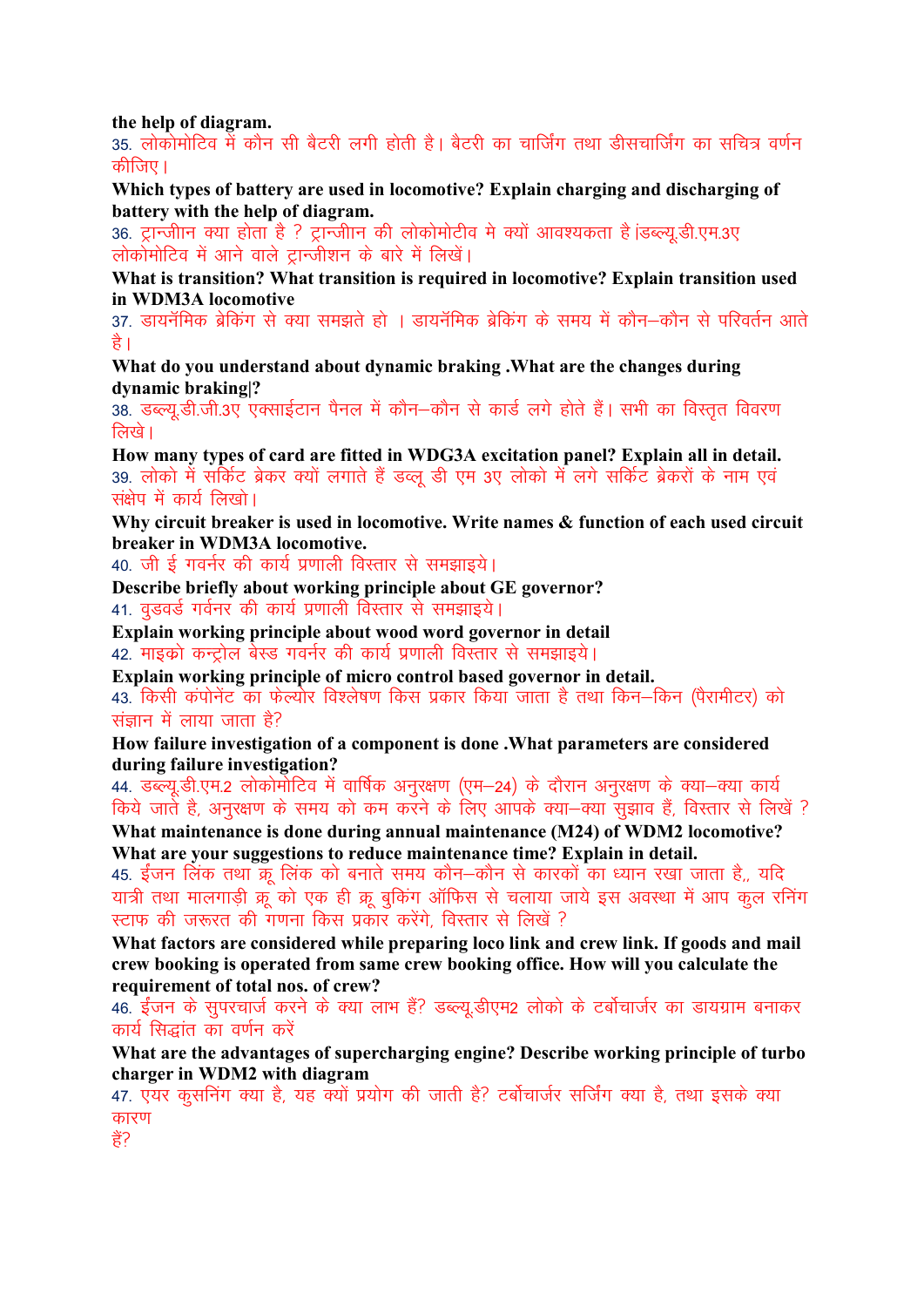**the help of diagram.**

35. लोकोमोटिव में कौन सी बैटरी लगी होती है। बैटरी का चार्जिंग तथा डीसचार्जिंग का सचित्र वर्णन कीजिए।

**Which types of battery are used in locomotive? Explain charging and discharging of battery with the help of diagram.**

36. ट्रान्जीान क्या होता है ? ट्रान्जीान की लोकोमोटीव मे क्यों आवश्यकता है।डब्ल्यू.डी.एम.3ए लोकोमोटिव में आने वाले ट्रान्जीशन के बारे में लिखें।

**What is transition? What transition is required in locomotive? Explain transition used in WDM3A locomotive**

37. डायनॅमिक ब्रेकिंग से क्या समझते हो । डायनॅमिक ब्रेकिंग के समय में कौन–कौन से परिवर्तन आते है।

**What do you understand about dynamic braking .What are the changes during dynamic braking|?**

38. डब्ल्यू.डी.जी.3ए एक्साईटान पैनल में कौन–कौन से कार्ड लगे होते हैं। सभी का विस्तृत विवरण लिखे।

**How many types of card are fitted in WDG3A excitation panel? Explain all in detail.**

39. लोको में सर्किट ब्रेकर क्यों लगाते हैं डब्लू डी एम 3ए लोको में लगे सर्किट ब्रेकरों के नाम एवं संक्षेप में कार्य लिखो।

**Why circuit breaker is used in locomotive. Write names & function of each used circuit breaker in WDM3A locomotive.**

40. जी ई गवर्नर की कार्य प्रणाली विस्तार से समझाइये।

**Describe briefly about working principle about GE governor?**

41. वुडवर्ड गर्वनर की कार्य प्रणाली विस्तार से समझाइये।

**Explain working principle about wood word governor in detail**

42. माइको कन्ट्रोल बेस्ड गवर्नर की कार्य प्रणाली विस्तार से समझाइये।

**Explain working principle of micro control based governor in detail.**

43. किसी कंपोनेंट का फेल्योर विश्लेषण किस प्रकार किया जाता है तथा किन–किन (पैरामीटर) को संज्ञान में लाया जाता है?

**How failure investigation of a component is done .What parameters are considered during failure investigation?**

44. डब्ल्यू.डी.एम.2 लोकोमोटिव में वार्षिक अनुरक्षण (एम–24) के दौरान अनुरक्षण के क्या–क्या कार्य किये जाते है, अनुरक्षण के समय को कम करने के लिए आपके क्या–क्या सुझाव हैं, विस्तार से लिखें ?

**What maintenance is done during annual maintenance (M24) of WDM2 locomotive? What are your suggestions to reduce maintenance time? Explain in detail.**

45. ईंजन लिंक तथा क्रू लिंक को बनाते समय कौन–कौन से कारकों का ध्यान रखा जाता है,, यदि यात्री तथा मालगाड़ी क्रू को एक ही क्रू बुकिंग ऑफिस से चलाया जाये इस अवस्था में आप कुल रनिंग स्टाफ की जरूरत की गणना किस प्रकार करेंगे, विस्तार से लिखें ?

**What factors are considered while preparing loco link and crew link. If goods and mail crew booking is operated from same crew booking office. How will you calculate the requirement of total nos. of crew?**

46. ईंजन के सुपरचार्ज करने के क्या लाभ हैं? डब्ल्यू.डीएम2 लोको के टर्बोचार्जर का डायग्राम बनाकर कार्य सिद्धांत का वर्णन करें

**What are the advantages of supercharging engine? Describe working principle of turbo charger in WDM2 with diagram**

47. एयर कुसनिंग क्या है, यह क्यों प्रयोग की जाती है? टर्बोचार्जर सर्जिंग क्या है, तथा इसके क्या कारण हैं?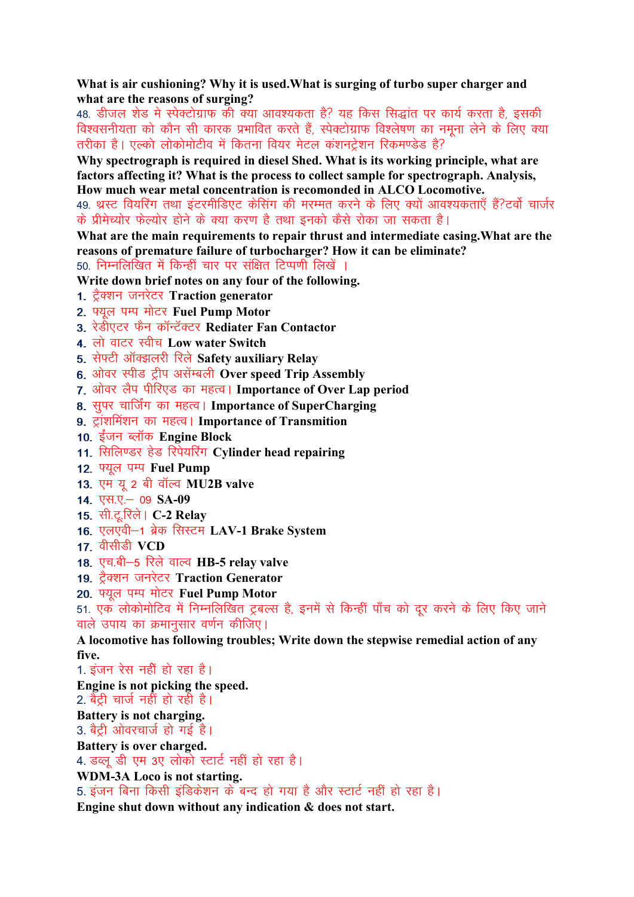**What is air cushioning? Why it is used.What is surging of turbo super charger and what are the reasons of surging?**

48. डीजल शेड मे स्पेक्टोग्राफ की क्या आवश्यकता है? यह किस सिद्धांत पर कार्य करता है, इसकी विश्वसनीयता को कौन सी कारक प्रभावित करते हैं, स्पेक्टोग्राफ विश्लेषण का नमूना लेने के लिए क्या तरीका है। एल्को लोकोमोटीव में कितना वियर मेटल कंशनट्रेशन रिकमण्डेड है?

**Why spectrograph is required in diesel Shed. What is its working principle, what are factors affecting it? What is the process to collect sample for spectrograph. Analysis, How much wear metal concentration is recomonded in ALCO Locomotive.**

49. थ्रस्ट वियरिंग तथा इंटरमीडिएट केसिंग की मरम्मत करने के लिए क्यों आवश्यकताएँ हैं?टर्बो चार्जर के प्रीमेच्योर फेल्योर होने के क्या करण है तथा इनको कैसे रोका जा सकता है।

**What are the main requirements to repair thrust and intermediate casing.What are the reasons of premature failure of turbocharger? How it can be eliminate?**

50. निम्नलिखित में किन्हीं चार पर संक्षित टिप्पणी लिखें ।

**Write down brief notes on any four of the following.**

1. ट्रैक्शन जनरेटर **Traction generator**
2. फ्यूल पम्प मोटर **Fuel Pump Motor**
3. रेडीएटर फैन कॉन्टॅक्टर **Rediater Fan Contactor**
4. लो वाटर स्वीच **Low water Switch**
5. सेफ्टी ऑक्झलरी रिले **Safety auxiliary Relay**
6. ओवर स्पीड ट्रीप असेंम्बली **Over speed Trip Assembly**
7. ओवर लैप पीरिएड का महत्व। **Importance of Over Lap period**
8. सुपर चार्जिंग का महत्व। **Importance of SuperCharging**
9. ट्रांशमिंशन का महत्व। **Importance of Transmition**
10. ईंजन ब्लॉक **Engine Block**
11. सिलिण्डर हेड रिपेयरिंग **Cylinder head repairing**
12. फ्यूल पम्प **Fuel Pump**
13. एम यू 2 बी वॉल्व **MU2B valve**
14. एस.ए.– 09 **SA-09**
15. सी.टू.रिले। **C-2 Relay**
16. एलएवी–1 ब्रेक सिस्टम **LAV-1 Brake System**
17. वीसीडी **VCD**
18. एच.बी–5 रिले वाल्व **HB-5 relay valve**
19. ट्रैक्शन जनरेटर **Traction Generator**
20. फ्यूल पम्प मोटर **Fuel Pump Motor**

51. एक लोकोमोटिव में निम्नलिखित ट्रबल्स है, इनमें से किन्हीं पाँच को दूर करने के लिए किए जाने वाले उपाय का क्रमानुसार वर्णन कीजिए।

**A locomotive has following troubles; Write down the stepwise remedial action of any five.**

1. इंजन रेस नहीं हो रहा है।

**Engine is not picking the speed.**

2. बैट्री चार्ज नहीं हो रही है।

**Battery is not charging.**

3. बैट्री ओवरचार्ज हो गई है।

**Battery is over charged.**

4. डब्लू डी एम 3ए लोको स्टार्ट नहीं हो रहा है।

**WDM-3A Loco is not starting.**

5. इंजन बिना किसी इंडिकेशन के बन्द हो गया है और स्टार्ट नहीं हो रहा है।

**Engine shut down without any indication & does not start.**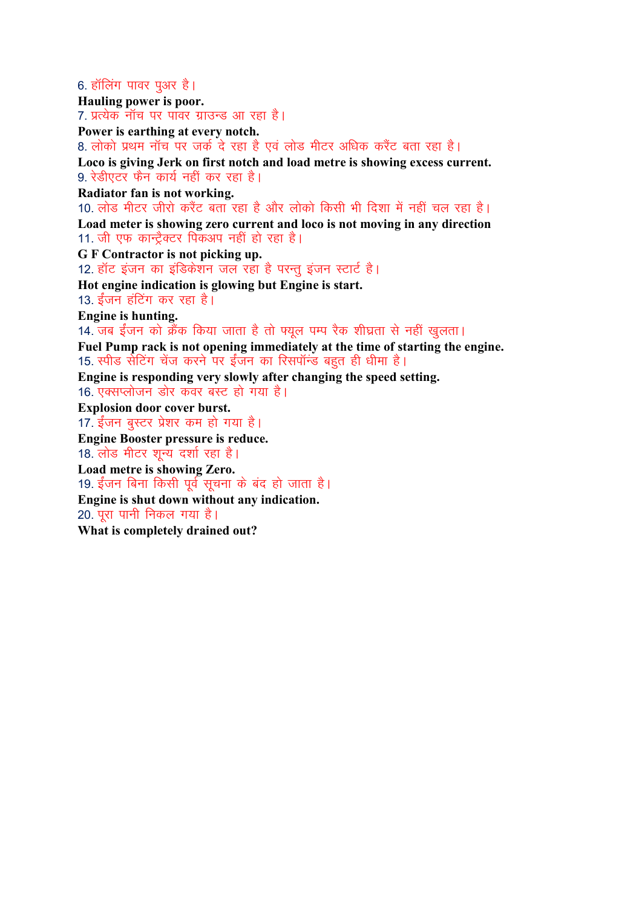6. हॉलिंग पावर पुअर है।

**Hauling power is poor.**

7. प्रत्येक नॉच पर पावर ग्राउन्ड आ रहा है।

**Power is earthing at every notch.**

8. लोको प्रथम नॉच पर जर्क दे रहा है एवं लोड मीटर अधिक करैंट बता रहा है।

**Loco is giving Jerk on first notch and load metre is showing excess current.**

9. रेडीएटर फैन कार्य नहीं कर रहा है।

**Radiator fan is not working.**

10. लोड मीटर जीरो करैंट बता रहा है और लोको किसी भी दिशा में नहीं चल रहा है।

**Load meter is showing zero current and loco is not moving in any direction**

11. जी एफ कान्ट्रैक्टर पिकअप नहीं हो रहा है।

**G F Contractor is not picking up.**

12. हॉट इंजन का इंडिकेशन जल रहा है परन्तु इंजन स्टार्ट है।

**Hot engine indication is glowing but Engine is start.**

13. ईंजन हंटिंग कर रहा है।

**Engine is hunting.**

14. जब ईंजन को क्रैंक किया जाता है तो फ्यूल पम्प रैक शीघ्रता से नहीं खुलता।

**Fuel Pump rack is not opening immediately at the time of starting the engine.**

15. स्पीड सेटिंग चेंज करने पर ईंजन का रिसपॉन्ड बहुत ही धीमा है।

**Engine is responding very slowly after changing the speed setting.**

16. एक्सप्लोजन डोर कवर बस्ट हो गया है।

**Explosion door cover burst.**

17. ईंजन बुस्टर प्रेशर कम हो गया है।

**Engine Booster pressure is reduce.**

18. लोड मीटर शून्य दर्शा रहा है।

**Load metre is showing Zero.**

19. ईंजन बिना किसी पूर्व सूचना के बंद हो जाता है।

**Engine is shut down without any indication.**

20. पूरा पानी निकल गया है।

**What is completely drained out?**